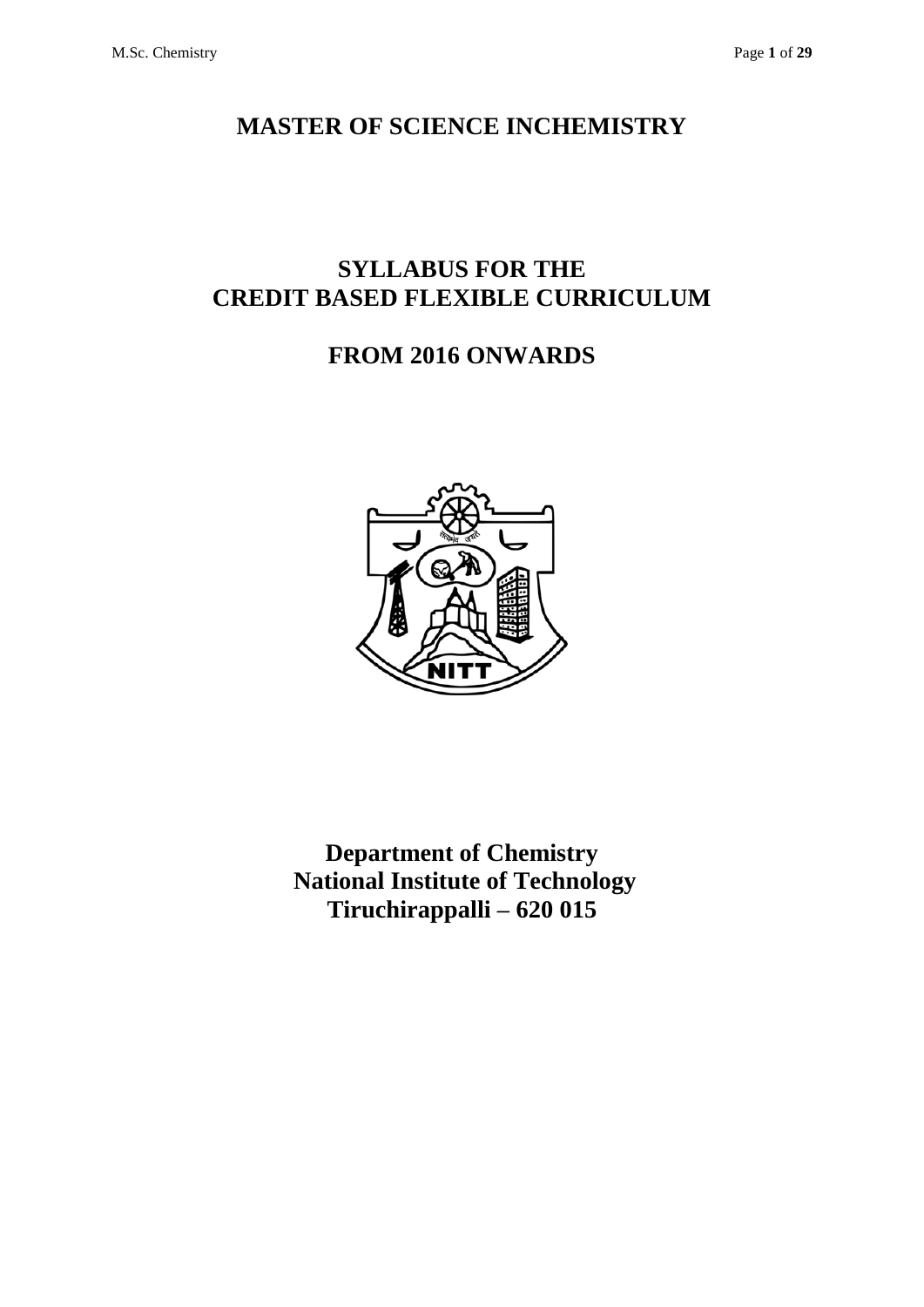# MASTER OF SCIENCE INCHEMISTRY

## SYLLABUS FOR THE
## CREDIT BASED FLEXIBLE CURRICULUM

## FROM 2016 ONWARDS

**Department of Chemistry**
**National Institute of Technology**
**Tiruchirappalli – 620 015**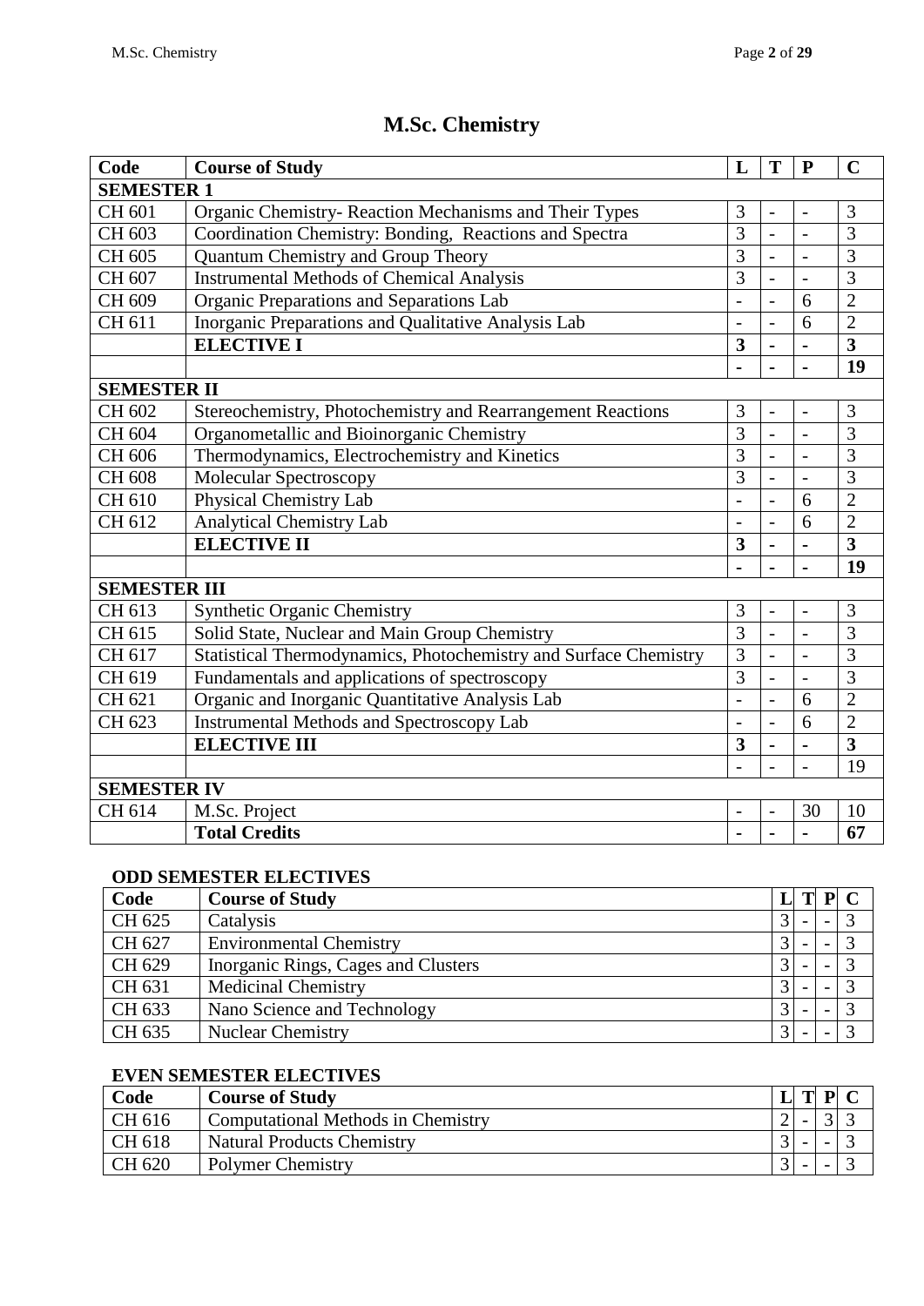# M.Sc. Chemistry

| Code | Course of Study | L | T | P | C |
|---|---|---|---|---|---|
| **SEMESTER 1** | | | | | |
| CH 601 | Organic Chemistry- Reaction Mechanisms and Their Types | 3 | - | - | 3 |
| CH 603 | Coordination Chemistry: Bonding, Reactions and Spectra | 3 | - | - | 3 |
| CH 605 | Quantum Chemistry and Group Theory | 3 | - | - | 3 |
| CH 607 | Instrumental Methods of Chemical Analysis | 3 | - | - | 3 |
| CH 609 | Organic Preparations and Separations Lab | - | - | 6 | 2 |
| CH 611 | Inorganic Preparations and Qualitative Analysis Lab | - | - | 6 | 2 |
| | **ELECTIVE I** | **3** | **-** | **-** | **3** |
| | | **-** | **-** | **-** | **19** |
| **SEMESTER II** | | | | | |
| CH 602 | Stereochemistry, Photochemistry and Rearrangement Reactions | 3 | - | - | 3 |
| CH 604 | Organometallic and Bioinorganic Chemistry | 3 | - | - | 3 |
| CH 606 | Thermodynamics, Electrochemistry and Kinetics | 3 | - | - | 3 |
| CH 608 | Molecular Spectroscopy | 3 | - | - | 3 |
| CH 610 | Physical Chemistry Lab | - | - | 6 | 2 |
| CH 612 | Analytical Chemistry Lab | - | - | 6 | 2 |
| | **ELECTIVE II** | **3** | **-** | **-** | **3** |
| | | **-** | **-** | **-** | **19** |
| **SEMESTER III** | | | | | |
| CH 613 | Synthetic Organic Chemistry | 3 | - | - | 3 |
| CH 615 | Solid State, Nuclear and Main Group Chemistry | 3 | - | - | 3 |
| CH 617 | Statistical Thermodynamics, Photochemistry and Surface Chemistry | 3 | - | - | 3 |
| CH 619 | Fundamentals and applications of spectroscopy | 3 | - | - | 3 |
| CH 621 | Organic and Inorganic Quantitative Analysis Lab | - | - | 6 | 2 |
| CH 623 | Instrumental Methods and Spectroscopy Lab | - | - | 6 | 2 |
| | **ELECTIVE III** | **3** | **-** | **-** | **3** |
| | | **-** | - | - | 19 |
| **SEMESTER IV** | | | | | |
| CH 614 | M.Sc. Project | - | - | 30 | 10 |
| | **Total Credits** | **-** | **-** | **-** | **67** |

### ODD SEMESTER ELECTIVES

| Code | Course of Study | L | T | P | C |
|---|---|---|---|---|---|
| CH 625 | Catalysis | 3 | - | - | 3 |
| CH 627 | Environmental Chemistry | 3 | - | - | 3 |
| CH 629 | Inorganic Rings, Cages and Clusters | 3 | - | - | 3 |
| CH 631 | Medicinal Chemistry | 3 | - | - | 3 |
| CH 633 | Nano Science and Technology | 3 | - | - | 3 |
| CH 635 | Nuclear Chemistry | 3 | - | - | 3 |

### EVEN SEMESTER ELECTIVES

| Code | Course of Study | L | T | P | C |
|---|---|---|---|---|---|
| CH 616 | Computational Methods in Chemistry | 2 | - | 3 | 3 |
| CH 618 | Natural Products Chemistry | 3 | - | - | 3 |
| CH 620 | Polymer Chemistry | 3 | - | - | 3 |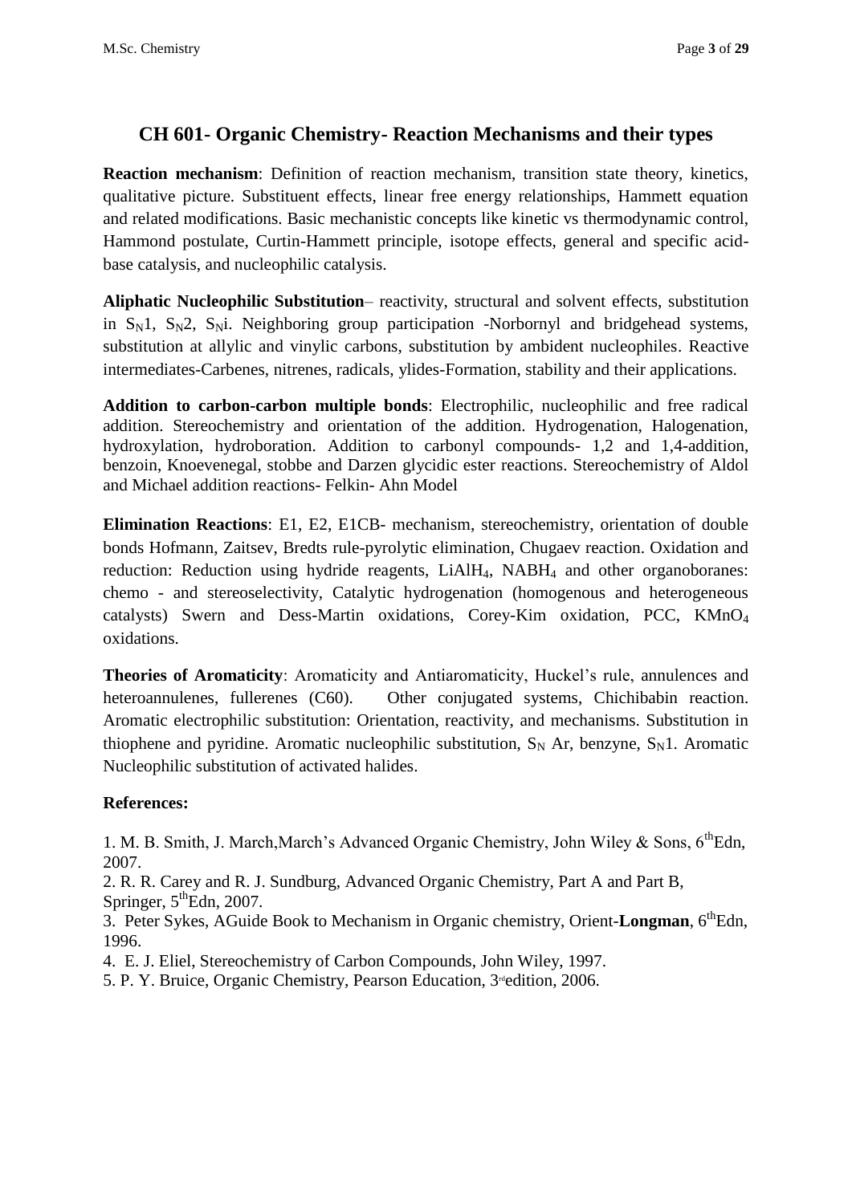## CH 601- Organic Chemistry- Reaction Mechanisms and their types

**Reaction mechanism**: Definition of reaction mechanism, transition state theory, kinetics, qualitative picture. Substituent effects, linear free energy relationships, Hammett equation and related modifications. Basic mechanistic concepts like kinetic vs thermodynamic control, Hammond postulate, Curtin-Hammett principle, isotope effects, general and specific acid-base catalysis, and nucleophilic catalysis.

**Aliphatic Nucleophilic Substitution**– reactivity, structural and solvent effects, substitution in $S_N1$, $S_N2$, $S_Ni$. Neighboring group participation -Norbornyl and bridgehead systems, substitution at allylic and vinylic carbons, substitution by ambident nucleophiles. Reactive intermediates-Carbenes, nitrenes, radicals, ylides-Formation, stability and their applications.

**Addition to carbon-carbon multiple bonds**: Electrophilic, nucleophilic and free radical addition. Stereochemistry and orientation of the addition. Hydrogenation, Halogenation, hydroxylation, hydroboration. Addition to carbonyl compounds- 1,2 and 1,4-addition, benzoin, Knoevenegal, stobbe and Darzen glycidic ester reactions. Stereochemistry of Aldol and Michael addition reactions- Felkin- Ahn Model

**Elimination Reactions**: E1, E2, E1CB- mechanism, stereochemistry, orientation of double bonds Hofmann, Zaitsev, Bredts rule-pyrolytic elimination, Chugaev reaction. Oxidation and reduction: Reduction using hydride reagents, $LiAlH_4$, $NABH_4$ and other organoboranes: chemo - and stereoselectivity, Catalytic hydrogenation (homogenous and heterogeneous catalysts) Swern and Dess-Martin oxidations, Corey-Kim oxidation, PCC, $KMnO_4$ oxidations.

**Theories of Aromaticity**: Aromaticity and Antiaromaticity, Huckel's rule, annulences and heteroannulenes, fullerenes (C60). Other conjugated systems, Chichibabin reaction. Aromatic electrophilic substitution: Orientation, reactivity, and mechanisms. Substitution in thiophene and pyridine. Aromatic nucleophilic substitution, $S_N$ Ar, benzyne, $S_N1$. Aromatic Nucleophilic substitution of activated halides.

**References:**

1. M. B. Smith, J. March,March's Advanced Organic Chemistry, John Wiley & Sons, 6th Edn, 2007.
2. R. R. Carey and R. J. Sundburg, Advanced Organic Chemistry, Part A and Part B, Springer, 5th Edn, 2007.
3. Peter Sykes, AGuide Book to Mechanism in Organic chemistry, Orient-**Longman**, 6th Edn, 1996.
4. E. J. Eliel, Stereochemistry of Carbon Compounds, John Wiley, 1997.
5. P. Y. Bruice, Organic Chemistry, Pearson Education, 3rd edition, 2006.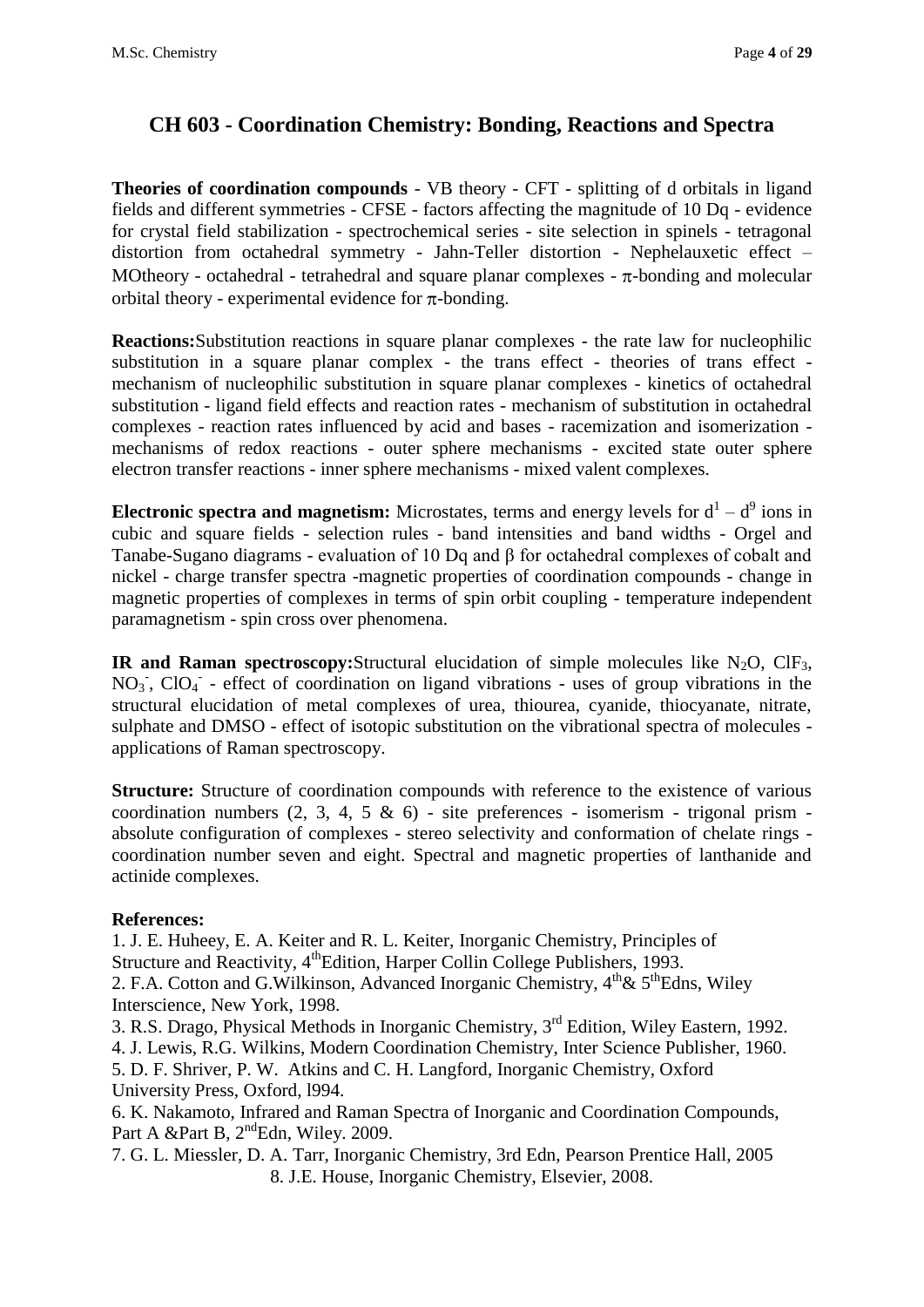# CH 603 - Coordination Chemistry: Bonding, Reactions and Spectra

**Theories of coordination compounds** - VB theory - CFT - splitting of d orbitals in ligand fields and different symmetries - CFSE - factors affecting the magnitude of 10 Dq - evidence for crystal field stabilization - spectrochemical series - site selection in spinels - tetragonal distortion from octahedral symmetry - Jahn-Teller distortion - Nephelauxetic effect – MOtheory - octahedral - tetrahedral and square planar complexes - $\pi$-bonding and molecular orbital theory - experimental evidence for $\pi$-bonding.

**Reactions:**Substitution reactions in square planar complexes - the rate law for nucleophilic substitution in a square planar complex - the trans effect - theories of trans effect - mechanism of nucleophilic substitution in square planar complexes - kinetics of octahedral substitution - ligand field effects and reaction rates - mechanism of substitution in octahedral complexes - reaction rates influenced by acid and bases - racemization and isomerization - mechanisms of redox reactions - outer sphere mechanisms - excited state outer sphere electron transfer reactions - inner sphere mechanisms - mixed valent complexes.

**Electronic spectra and magnetism:** Microstates, terms and energy levels for $d^1 – d^9$ ions in cubic and square fields - selection rules - band intensities and band widths - Orgel and Tanabe-Sugano diagrams - evaluation of 10 Dq and $\beta$ for octahedral complexes of cobalt and nickel - charge transfer spectra -magnetic properties of coordination compounds - change in magnetic properties of complexes in terms of spin orbit coupling - temperature independent paramagnetism - spin cross over phenomena.

**IR and Raman spectroscopy:**Structural elucidation of simple molecules like $N_2O$, $ClF_3$, $NO_3^-$, $ClO_4^-$ - effect of coordination on ligand vibrations - uses of group vibrations in the structural elucidation of metal complexes of urea, thiourea, cyanide, thiocyanate, nitrate, sulphate and DMSO - effect of isotopic substitution on the vibrational spectra of molecules - applications of Raman spectroscopy.

**Structure:** Structure of coordination compounds with reference to the existence of various coordination numbers (2, 3, 4, 5 & 6) - site preferences - isomerism - trigonal prism - absolute configuration of complexes - stereo selectivity and conformation of chelate rings - coordination number seven and eight. Spectral and magnetic properties of lanthanide and actinide complexes.

**References:**

1. J. E. Huheey, E. A. Keiter and R. L. Keiter, Inorganic Chemistry, Principles of Structure and Reactivity, 4thEdition, Harper Collin College Publishers, 1993.
2. F.A. Cotton and G.Wilkinson, Advanced Inorganic Chemistry, 4th& 5thEdns, Wiley Interscience, New York, 1998.
3. R.S. Drago, Physical Methods in Inorganic Chemistry, 3rd Edition, Wiley Eastern, 1992.
4. J. Lewis, R.G. Wilkins, Modern Coordination Chemistry, Inter Science Publisher, 1960.
5. D. F. Shriver, P. W. Atkins and C. H. Langford, Inorganic Chemistry, Oxford University Press, Oxford, l994.
6. K. Nakamoto, Infrared and Raman Spectra of Inorganic and Coordination Compounds, Part A &Part B, 2ndEdn, Wiley. 2009.
7. G. L. Miessler, D. A. Tarr, Inorganic Chemistry, 3rd Edn, Pearson Prentice Hall, 2005
8. J.E. House, Inorganic Chemistry, Elsevier, 2008.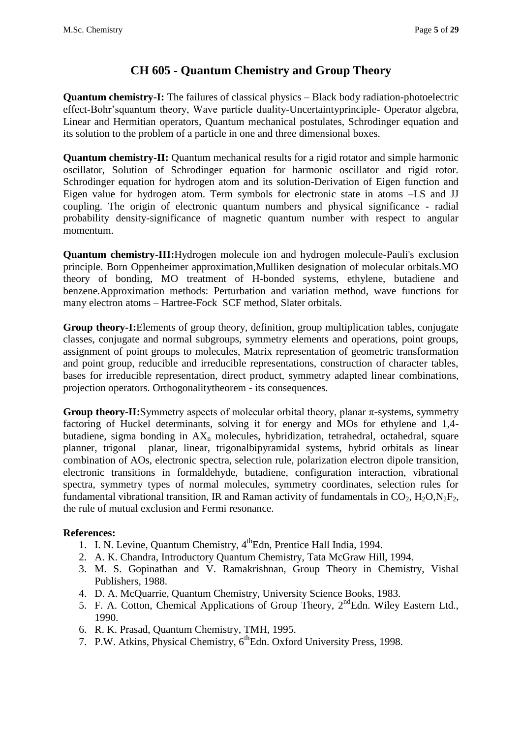# CH 605 - Quantum Chemistry and Group Theory

**Quantum chemistry-I:** The failures of classical physics – Black body radiation-photoelectric effect-Bohr'squantum theory, Wave particle duality-Uncertaintyprinciple- Operator algebra, Linear and Hermitian operators, Quantum mechanical postulates, Schrodinger equation and its solution to the problem of a particle in one and three dimensional boxes.

**Quantum chemistry-II:** Quantum mechanical results for a rigid rotator and simple harmonic oscillator, Solution of Schrodinger equation for harmonic oscillator and rigid rotor. Schrodinger equation for hydrogen atom and its solution-Derivation of Eigen function and Eigen value for hydrogen atom. Term symbols for electronic state in atoms –LS and JJ coupling. The origin of electronic quantum numbers and physical significance - radial probability density-significance of magnetic quantum number with respect to angular momentum.

**Quantum chemistry-III:**Hydrogen molecule ion and hydrogen molecule-Pauli's exclusion principle. Born Oppenheimer approximation,Mulliken designation of molecular orbitals.MO theory of bonding, MO treatment of H-bonded systems, ethylene, butadiene and benzene.Approximation methods: Perturbation and variation method, wave functions for many electron atoms – Hartree-Fock SCF method, Slater orbitals.

**Group theory-I:**Elements of group theory, definition, group multiplication tables, conjugate classes, conjugate and normal subgroups, symmetry elements and operations, point groups, assignment of point groups to molecules, Matrix representation of geometric transformation and point group, reducible and irreducible representations, construction of character tables, bases for irreducible representation, direct product, symmetry adapted linear combinations, projection operators. Orthogonalitytheorem - its consequences.

**Group theory-II:**Symmetry aspects of molecular orbital theory, planar π-systems, symmetry factoring of Huckel determinants, solving it for energy and MOs for ethylene and 1,4-butadiene, sigma bonding in $AX_n$ molecules, hybridization, tetrahedral, octahedral, square planner, trigonal planar, linear, trigonalbipyramidal systems, hybrid orbitals as linear combination of AOs, electronic spectra, selection rule, polarization electron dipole transition, electronic transitions in formaldehyde, butadiene, configuration interaction, vibrational spectra, symmetry types of normal molecules, symmetry coordinates, selection rules for fundamental vibrational transition, IR and Raman activity of fundamentals in $CO_2$, $H_2O$,$N_2F_2$, the rule of mutual exclusion and Fermi resonance.

**References:**

1. I. N. Levine, Quantum Chemistry, 4th Edn, Prentice Hall India, 1994.
2. A. K. Chandra, Introductory Quantum Chemistry, Tata McGraw Hill, 1994.
3. M. S. Gopinathan and V. Ramakrishnan, Group Theory in Chemistry, Vishal Publishers, 1988.
4. D. A. McQuarrie, Quantum Chemistry, University Science Books, 1983.
5. F. A. Cotton, Chemical Applications of Group Theory, 2nd Edn. Wiley Eastern Ltd., 1990.
6. R. K. Prasad, Quantum Chemistry, TMH, 1995.
7. P.W. Atkins, Physical Chemistry, 6th Edn. Oxford University Press, 1998.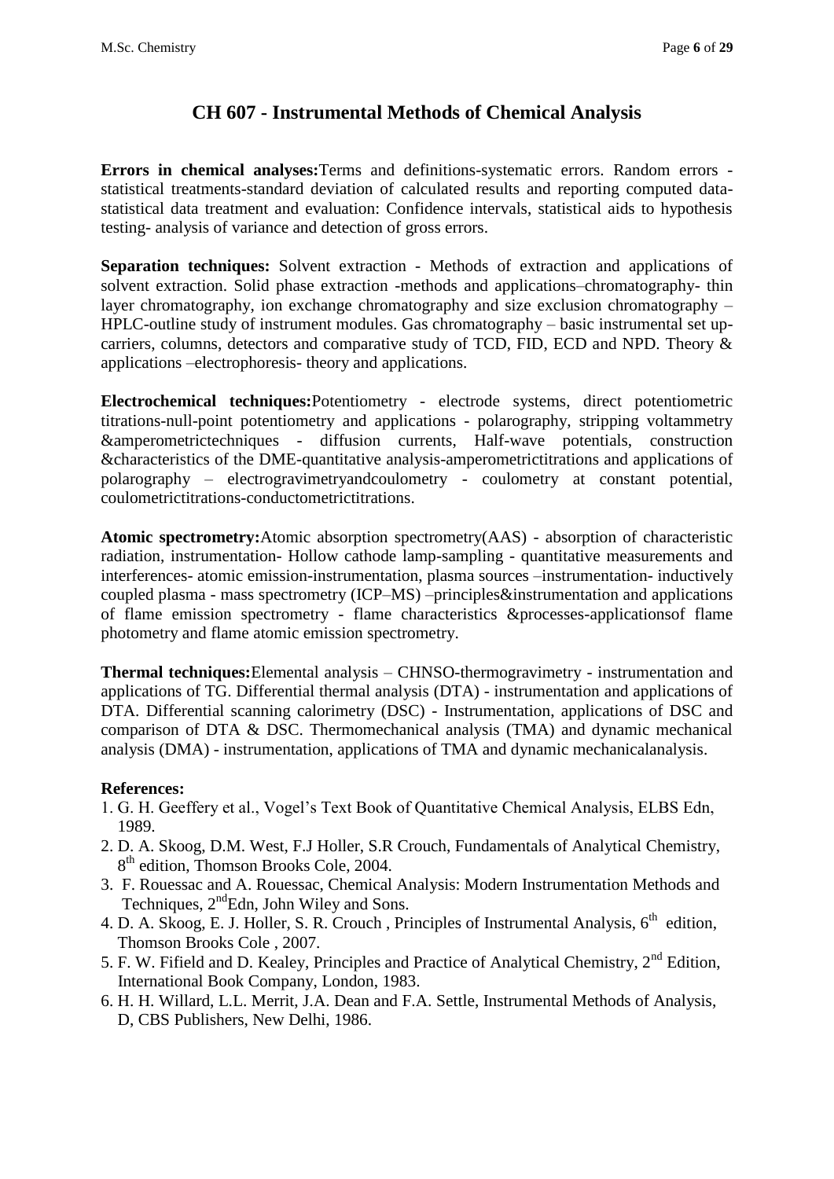# CH 607 - Instrumental Methods of Chemical Analysis

**Errors in chemical analyses:**Terms and definitions-systematic errors. Random errors - statistical treatments-standard deviation of calculated results and reporting computed data-statistical data treatment and evaluation: Confidence intervals, statistical aids to hypothesis testing- analysis of variance and detection of gross errors.

**Separation techniques:** Solvent extraction - Methods of extraction and applications of solvent extraction. Solid phase extraction -methods and applications–chromatography- thin layer chromatography, ion exchange chromatography and size exclusion chromatography – HPLC-outline study of instrument modules. Gas chromatography – basic instrumental set up-carriers, columns, detectors and comparative study of TCD, FID, ECD and NPD. Theory & applications –electrophoresis- theory and applications.

**Electrochemical techniques:**Potentiometry - electrode systems, direct potentiometric titrations-null-point potentiometry and applications - polarography, stripping voltammetry &amperometrictechniques - diffusion currents, Half-wave potentials, construction &characteristics of the DME-quantitative analysis-amperometrictitrations and applications of polarography – electrogravimetryandcoulometry - coulometry at constant potential, coulometrictitrations-conductometrictitrations.

**Atomic spectrometry:**Atomic absorption spectrometry(AAS) - absorption of characteristic radiation, instrumentation- Hollow cathode lamp-sampling - quantitative measurements and interferences- atomic emission-instrumentation, plasma sources –instrumentation- inductively coupled plasma - mass spectrometry (ICP–MS) –principles&instrumentation and applications of flame emission spectrometry - flame characteristics &processes-applicationsof flame photometry and flame atomic emission spectrometry.

**Thermal techniques:**Elemental analysis – CHNSO-thermogravimetry - instrumentation and applications of TG. Differential thermal analysis (DTA) - instrumentation and applications of DTA. Differential scanning calorimetry (DSC) - Instrumentation, applications of DSC and comparison of DTA & DSC. Thermomechanical analysis (TMA) and dynamic mechanical analysis (DMA) - instrumentation, applications of TMA and dynamic mechanicalanalysis.

**References:**

1. G. H. Geeffery et al., Vogel's Text Book of Quantitative Chemical Analysis, ELBS Edn, 1989.
2. D. A. Skoog, D.M. West, F.J Holler, S.R Crouch, Fundamentals of Analytical Chemistry, 8th edition, Thomson Brooks Cole, 2004.
3. F. Rouessac and A. Rouessac, Chemical Analysis: Modern Instrumentation Methods and Techniques, 2ndEdn, John Wiley and Sons.
4. D. A. Skoog, E. J. Holler, S. R. Crouch , Principles of Instrumental Analysis, 6th edition, Thomson Brooks Cole , 2007.
5. F. W. Fifield and D. Kealey, Principles and Practice of Analytical Chemistry, 2nd Edition, International Book Company, London, 1983.
6. H. H. Willard, L.L. Merrit, J.A. Dean and F.A. Settle, Instrumental Methods of Analysis, D, CBS Publishers, New Delhi, 1986.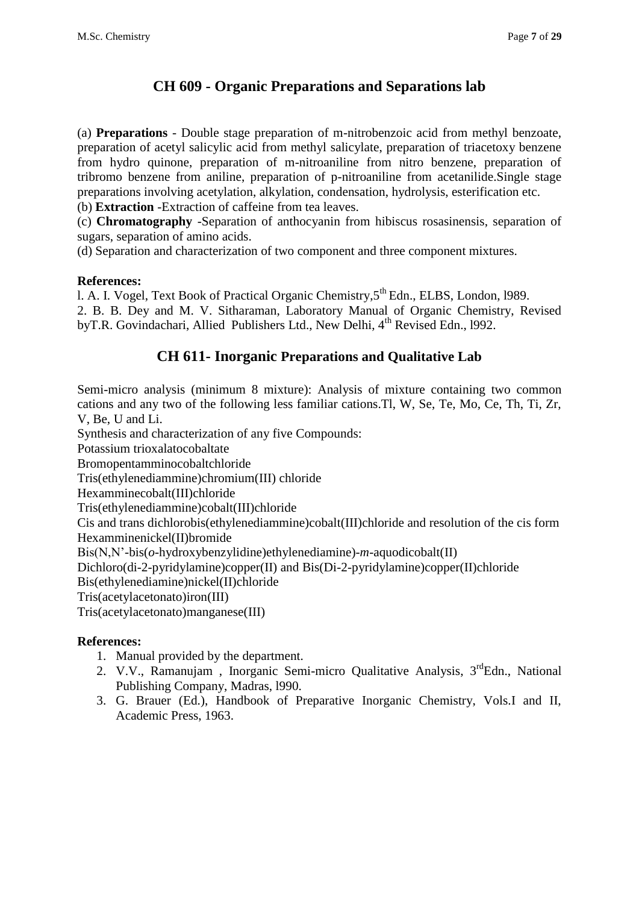# CH 609 - Organic Preparations and Separations lab

(a) **Preparations** - Double stage preparation of m-nitrobenzoic acid from methyl benzoate, preparation of acetyl salicylic acid from methyl salicylate, preparation of triacetoxy benzene from hydro quinone, preparation of m-nitroaniline from nitro benzene, preparation of tribromo benzene from aniline, preparation of p-nitroaniline from acetanilide.Single stage preparations involving acetylation, alkylation, condensation, hydrolysis, esterification etc.

(b) **Extraction** -Extraction of caffeine from tea leaves.

(c) **Chromatography** -Separation of anthocyanin from hibiscus rosasinensis, separation of sugars, separation of amino acids.

(d) Separation and characterization of two component and three component mixtures.

**References:**

l. A. I. Vogel, Text Book of Practical Organic Chemistry,5$^{th}$ Edn., ELBS, London, l989.

2. B. B. Dey and M. V. Sitharaman, Laboratory Manual of Organic Chemistry, Revised byT.R. Govindachari, Allied Publishers Ltd., New Delhi, 4$^{th}$ Revised Edn., l992.

# CH 611- Inorganic Preparations and Qualitative Lab

Semi-micro analysis (minimum 8 mixture): Analysis of mixture containing two common cations and any two of the following less familiar cations.Tl, W, Se, Te, Mo, Ce, Th, Ti, Zr, V, Be, U and Li.

Synthesis and characterization of any five Compounds:

Potassium trioxalatocobaltate

Bromopentamminocobaltchloride

Tris(ethylenediammine)chromium(III) chloride

Hexamminecobalt(III)chloride

Tris(ethylenediammine)cobalt(III)chloride

Cis and trans dichlorobis(ethylenediammine)cobalt(III)chloride and resolution of the cis form

Hexamminenickel(II)bromide

Bis(N,N'-bis(*o*-hydroxybenzylidine)ethylenediamine)-*m*-aquodicobalt(II)

Dichloro(di-2-pyridylamine)copper(II) and Bis(Di-2-pyridylamine)copper(II)chloride

Bis(ethylenediamine)nickel(II)chloride

Tris(acetylacetonato)iron(III)

Tris(acetylacetonato)manganese(III)

**References:**

1. Manual provided by the department.
2. V.V., Ramanujam , Inorganic Semi-micro Qualitative Analysis, 3$^{rd}$Edn., National Publishing Company, Madras, l990.
3. G. Brauer (Ed.), Handbook of Preparative Inorganic Chemistry, Vols.I and II, Academic Press, 1963.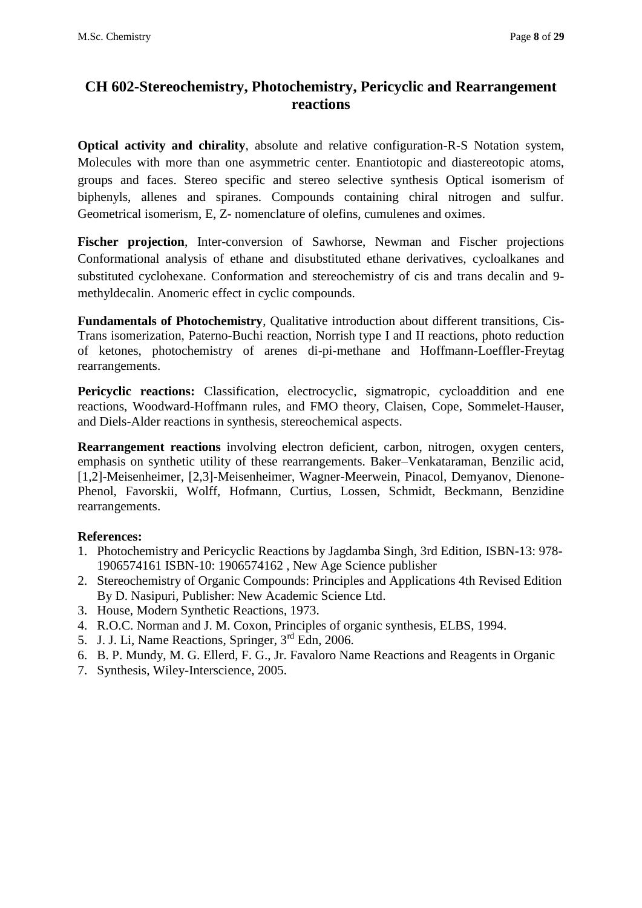## CH 602-Stereochemistry, Photochemistry, Pericyclic and Rearrangement reactions

**Optical activity and chirality**, absolute and relative configuration-R-S Notation system, Molecules with more than one asymmetric center. Enantiotopic and diastereotopic atoms, groups and faces. Stereo specific and stereo selective synthesis Optical isomerism of biphenyls, allenes and spiranes. Compounds containing chiral nitrogen and sulfur. Geometrical isomerism, E, Z- nomenclature of olefins, cumulenes and oximes.

**Fischer projection**, Inter-conversion of Sawhorse, Newman and Fischer projections Conformational analysis of ethane and disubstituted ethane derivatives, cycloalkanes and substituted cyclohexane. Conformation and stereochemistry of cis and trans decalin and 9-methyldecalin. Anomeric effect in cyclic compounds.

**Fundamentals of Photochemistry**, Qualitative introduction about different transitions, Cis-Trans isomerization, Paterno-Buchi reaction, Norrish type I and II reactions, photo reduction of ketones, photochemistry of arenes di-pi-methane and Hoffmann-Loeffler-Freytag rearrangements.

**Pericyclic reactions:** Classification, electrocyclic, sigmatropic, cycloaddition and ene reactions, Woodward-Hoffmann rules, and FMO theory, Claisen, Cope, Sommelet-Hauser, and Diels-Alder reactions in synthesis, stereochemical aspects.

**Rearrangement reactions** involving electron deficient, carbon, nitrogen, oxygen centers, emphasis on synthetic utility of these rearrangements. Baker–Venkataraman, Benzilic acid, [1,2]-Meisenheimer, [2,3]-Meisenheimer, Wagner-Meerwein, Pinacol, Demyanov, Dienone-Phenol, Favorskii, Wolff, Hofmann, Curtius, Lossen, Schmidt, Beckmann, Benzidine rearrangements.

**References:**

1. Photochemistry and Pericyclic Reactions by Jagdamba Singh, 3rd Edition, ISBN-13: 978-1906574161 ISBN-10: 1906574162 , New Age Science publisher
2. Stereochemistry of Organic Compounds: Principles and Applications 4th Revised Edition By D. Nasipuri, Publisher: New Academic Science Ltd.
3. House, Modern Synthetic Reactions, 1973.
4. R.O.C. Norman and J. M. Coxon, Principles of organic synthesis, ELBS, 1994.
5. J. J. Li, Name Reactions, Springer, 3rd Edn, 2006.
6. B. P. Mundy, M. G. Ellerd, F. G., Jr. Favaloro Name Reactions and Reagents in Organic
7. Synthesis, Wiley-Interscience, 2005.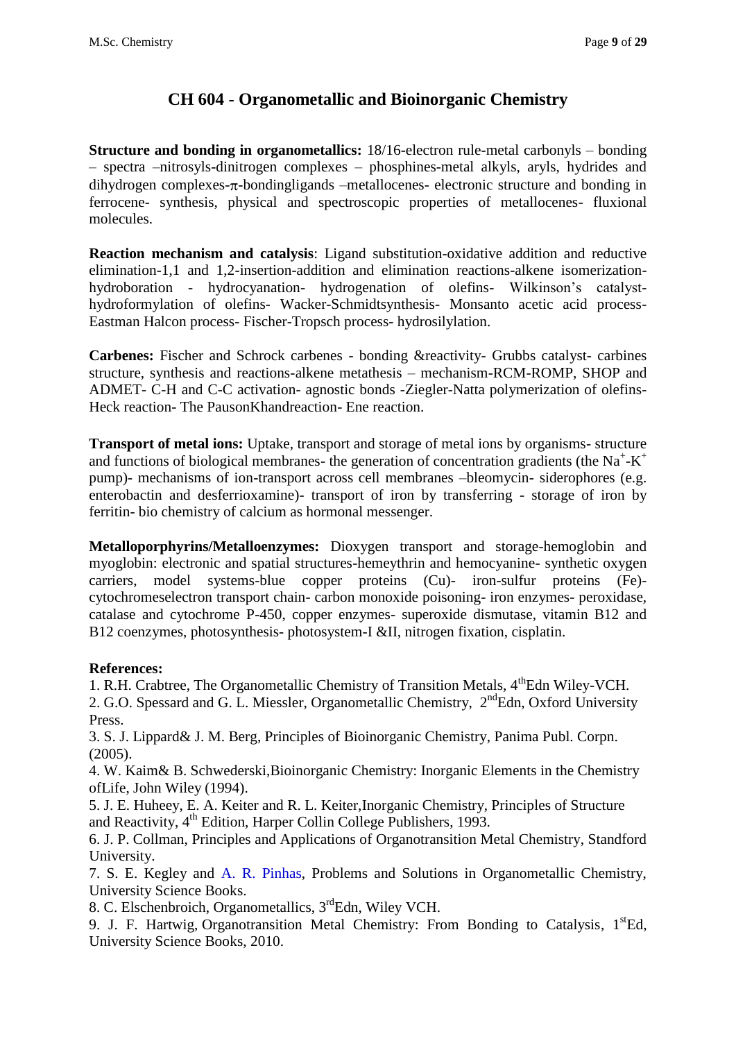# CH 604 - Organometallic and Bioinorganic Chemistry

**Structure and bonding in organometallics:** 18/16-electron rule-metal carbonyls – bonding – spectra –nitrosyls-dinitrogen complexes – phosphines-metal alkyls, aryls, hydrides and dihydrogen complexes-$\pi$-bondingligands –metallocenes- electronic structure and bonding in ferrocene- synthesis, physical and spectroscopic properties of metallocenes- fluxional molecules.

**Reaction mechanism and catalysis**: Ligand substitution-oxidative addition and reductive elimination-1,1 and 1,2-insertion-addition and elimination reactions-alkene isomerization-hydroboration - hydrocyanation- hydrogenation of olefins- Wilkinson's catalyst-hydroformylation of olefins- Wacker-Schmidtsynthesis- Monsanto acetic acid process- Eastman Halcon process- Fischer-Tropsch process- hydrosilylation.

**Carbenes:** Fischer and Schrock carbenes - bonding &reactivity- Grubbs catalyst- carbines structure, synthesis and reactions-alkene metathesis – mechanism-RCM-ROMP, SHOP and ADMET- C-H and C-C activation- agnostic bonds -Ziegler-Natta polymerization of olefins- Heck reaction- The PausonKhandreaction- Ene reaction.

**Transport of metal ions:** Uptake, transport and storage of metal ions by organisms- structure and functions of biological membranes- the generation of concentration gradients (the $Na^+$-$K^+$ pump)- mechanisms of ion-transport across cell membranes –bleomycin- siderophores (e.g. enterobactin and desferrioxamine)- transport of iron by transferring - storage of iron by ferritin- bio chemistry of calcium as hormonal messenger.

**Metalloporphyrins/Metalloenzymes:** Dioxygen transport and storage-hemoglobin and myoglobin: electronic and spatial structures-hemeythrin and hemocyanine- synthetic oxygen carriers, model systems-blue copper proteins (Cu)- iron-sulfur proteins (Fe)- cytochromeselectron transport chain- carbon monoxide poisoning- iron enzymes- peroxidase, catalase and cytochrome P-450, copper enzymes- superoxide dismutase, vitamin B12 and B12 coenzymes, photosynthesis- photosystem-I &II, nitrogen fixation, cisplatin.

**References:**

1. R.H. Crabtree, The Organometallic Chemistry of Transition Metals, 4thEdn Wiley-VCH.
2. G.O. Spessard and G. L. Miessler, Organometallic Chemistry, 2ndEdn, Oxford University Press.
3. S. J. Lippard& J. M. Berg, Principles of Bioinorganic Chemistry, Panima Publ. Corpn. (2005).
4. W. Kaim& B. Schwederski,Bioinorganic Chemistry: Inorganic Elements in the Chemistry ofLife, John Wiley (1994).
5. J. E. Huheey, E. A. Keiter and R. L. Keiter,Inorganic Chemistry, Principles of Structure and Reactivity, 4th Edition, Harper Collin College Publishers, 1993.
6. J. P. Collman, Principles and Applications of Organotransition Metal Chemistry, Standford University.
7. S. E. Kegley and A. R. Pinhas, Problems and Solutions in Organometallic Chemistry, University Science Books.
8. C. Elschenbroich, Organometallics, 3rdEdn, Wiley VCH.
9. J. F. Hartwig, Organotransition Metal Chemistry: From Bonding to Catalysis, 1stEd, University Science Books, 2010.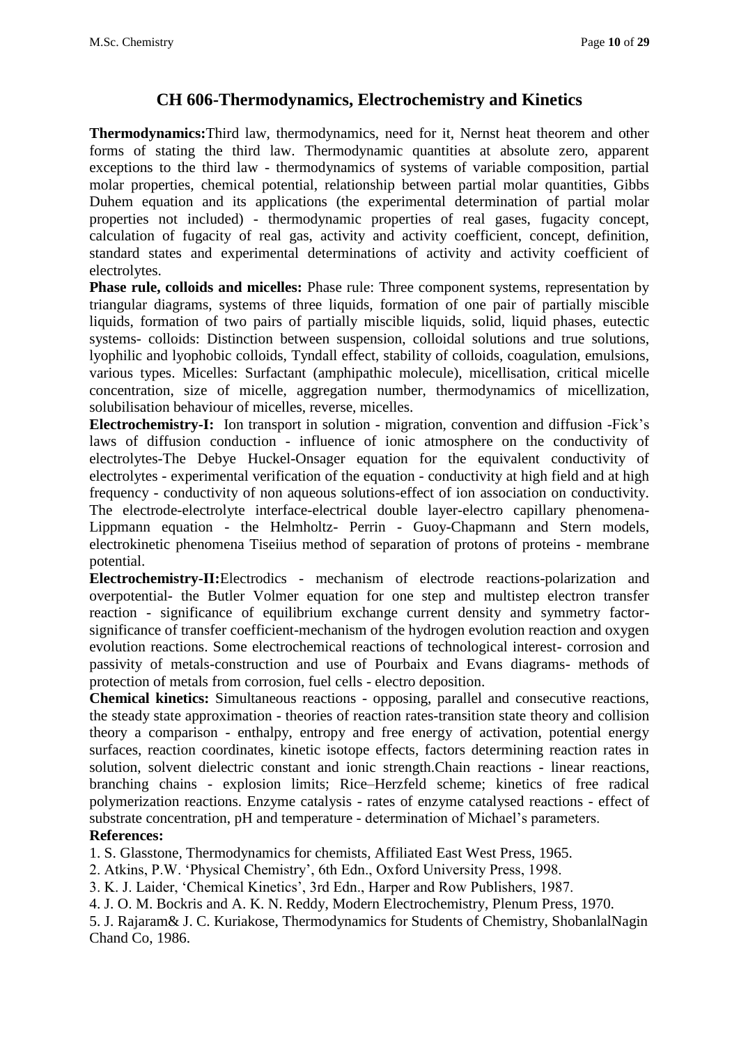## CH 606-Thermodynamics, Electrochemistry and Kinetics

**Thermodynamics:**Third law, thermodynamics, need for it, Nernst heat theorem and other forms of stating the third law. Thermodynamic quantities at absolute zero, apparent exceptions to the third law - thermodynamics of systems of variable composition, partial molar properties, chemical potential, relationship between partial molar quantities, Gibbs Duhem equation and its applications (the experimental determination of partial molar properties not included) - thermodynamic properties of real gases, fugacity concept, calculation of fugacity of real gas, activity and activity coefficient, concept, definition, standard states and experimental determinations of activity and activity coefficient of electrolytes.

**Phase rule, colloids and micelles:** Phase rule: Three component systems, representation by triangular diagrams, systems of three liquids, formation of one pair of partially miscible liquids, formation of two pairs of partially miscible liquids, solid, liquid phases, eutectic systems- colloids: Distinction between suspension, colloidal solutions and true solutions, lyophilic and lyophobic colloids, Tyndall effect, stability of colloids, coagulation, emulsions, various types. Micelles: Surfactant (amphipathic molecule), micellisation, critical micelle concentration, size of micelle, aggregation number, thermodynamics of micellization, solubilisation behaviour of micelles, reverse, micelles.

**Electrochemistry-I:** Ion transport in solution - migration, convention and diffusion -Fick's laws of diffusion conduction - influence of ionic atmosphere on the conductivity of electrolytes-The Debye Huckel-Onsager equation for the equivalent conductivity of electrolytes - experimental verification of the equation - conductivity at high field and at high frequency - conductivity of non aqueous solutions-effect of ion association on conductivity. The electrode-electrolyte interface-electrical double layer-electro capillary phenomena-Lippmann equation - the Helmholtz- Perrin - Guoy-Chapmann and Stern models, electrokinetic phenomena Tiseiius method of separation of protons of proteins - membrane potential.

**Electrochemistry-II:**Electrodics - mechanism of electrode reactions-polarization and overpotential- the Butler Volmer equation for one step and multistep electron transfer reaction - significance of equilibrium exchange current density and symmetry factor-significance of transfer coefficient-mechanism of the hydrogen evolution reaction and oxygen evolution reactions. Some electrochemical reactions of technological interest- corrosion and passivity of metals-construction and use of Pourbaix and Evans diagrams- methods of protection of metals from corrosion, fuel cells - electro deposition.

**Chemical kinetics:** Simultaneous reactions - opposing, parallel and consecutive reactions, the steady state approximation - theories of reaction rates-transition state theory and collision theory a comparison - enthalpy, entropy and free energy of activation, potential energy surfaces, reaction coordinates, kinetic isotope effects, factors determining reaction rates in solution, solvent dielectric constant and ionic strength.Chain reactions - linear reactions, branching chains - explosion limits; Rice–Herzfeld scheme; kinetics of free radical polymerization reactions. Enzyme catalysis - rates of enzyme catalysed reactions - effect of substrate concentration, pH and temperature - determination of Michael's parameters.

**References:**

1. S. Glasstone, Thermodynamics for chemists, Affiliated East West Press, 1965.
2. Atkins, P.W. 'Physical Chemistry', 6th Edn., Oxford University Press, 1998.
3. K. J. Laider, 'Chemical Kinetics', 3rd Edn., Harper and Row Publishers, 1987.
4. J. O. M. Bockris and A. K. N. Reddy, Modern Electrochemistry, Plenum Press, 1970.
5. J. Rajaram& J. C. Kuriakose, Thermodynamics for Students of Chemistry, ShobanlalNagin Chand Co, 1986.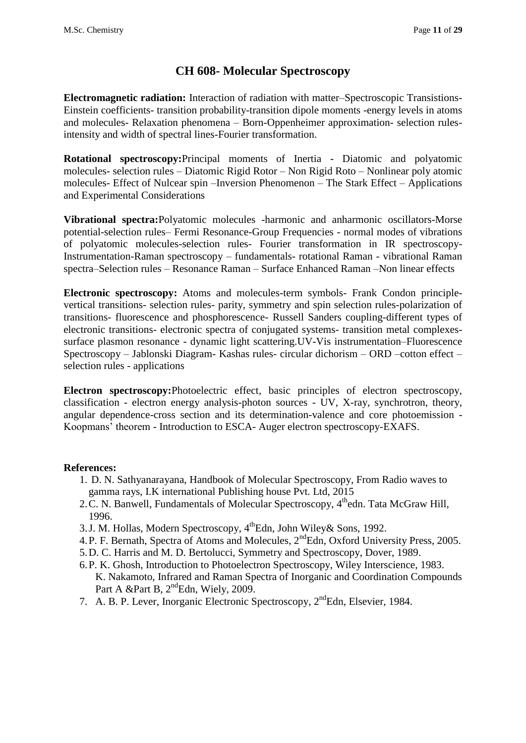# CH 608- Molecular Spectroscopy

**Electromagnetic radiation:** Interaction of radiation with matter–Spectroscopic Transistions-Einstein coefficients- transition probability-transition dipole moments -energy levels in atoms and molecules- Relaxation phenomena – Born-Oppenheimer approximation- selection rules-intensity and width of spectral lines-Fourier transformation.

**Rotational spectroscopy:**Principal moments of Inertia - Diatomic and polyatomic molecules- selection rules – Diatomic Rigid Rotor – Non Rigid Roto – Nonlinear poly atomic molecules- Effect of Nulcear spin –Inversion Phenomenon – The Stark Effect – Applications and Experimental Considerations

**Vibrational spectra:**Polyatomic molecules -harmonic and anharmonic oscillators-Morse potential-selection rules– Fermi Resonance-Group Frequencies - normal modes of vibrations of polyatomic molecules-selection rules- Fourier transformation in IR spectroscopy-Instrumentation-Raman spectroscopy – fundamentals- rotational Raman - vibrational Raman spectra–Selection rules – Resonance Raman – Surface Enhanced Raman –Non linear effects

**Electronic spectroscopy:** Atoms and molecules-term symbols- Frank Condon principle-vertical transitions- selection rules- parity, symmetry and spin selection rules-polarization of transitions- fluorescence and phosphorescence- Russell Sanders coupling-different types of electronic transitions- electronic spectra of conjugated systems- transition metal complexes-surface plasmon resonance - dynamic light scattering.UV-Vis instrumentation–Fluorescence Spectroscopy – Jablonski Diagram- Kashas rules- circular dichorism – ORD –cotton effect – selection rules - applications

**Electron spectroscopy:**Photoelectric effect, basic principles of electron spectroscopy, classification - electron energy analysis-photon sources - UV, X-ray, synchrotron, theory, angular dependence-cross section and its determination-valence and core photoemission - Koopmans' theorem - Introduction to ESCA- Auger electron spectroscopy-EXAFS.

**References:**

1. D. N. Sathyanarayana, Handbook of Molecular Spectroscopy, From Radio waves to gamma rays, I.K international Publishing house Pvt. Ltd, 2015
2. C. N. Banwell, Fundamentals of Molecular Spectroscopy, 4th edn. Tata McGraw Hill, 1996.
3. J. M. Hollas, Modern Spectroscopy, 4th Edn, John Wiley& Sons, 1992.
4. P. F. Bernath, Spectra of Atoms and Molecules, 2nd Edn, Oxford University Press, 2005.
5. D. C. Harris and M. D. Bertolucci, Symmetry and Spectroscopy, Dover, 1989.
6. P. K. Ghosh, Introduction to Photoelectron Spectroscopy, Wiley Interscience, 1983.
   K. Nakamoto, Infrared and Raman Spectra of Inorganic and Coordination Compounds Part A &Part B, 2nd Edn, Wiely, 2009.
7. A. B. P. Lever, Inorganic Electronic Spectroscopy, 2nd Edn, Elsevier, 1984.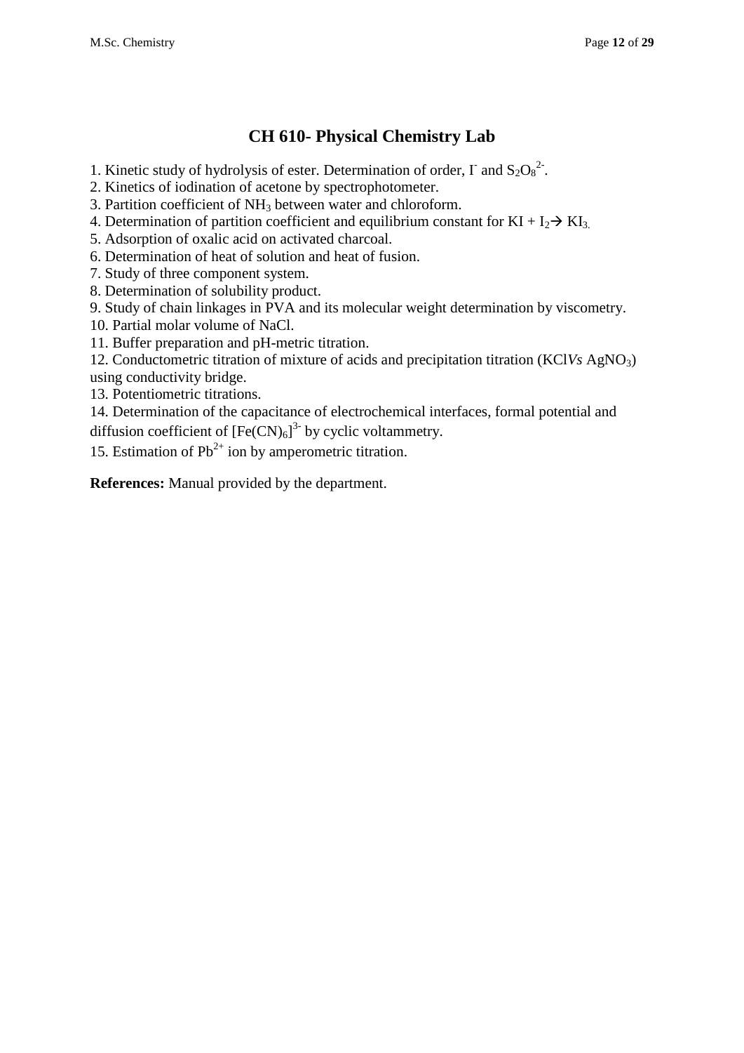# CH 610- Physical Chemistry Lab

1. Kinetic study of hydrolysis of ester. Determination of order, $I^-$ and $S_2O_8^{2-}$.
2. Kinetics of iodination of acetone by spectrophotometer.
3. Partition coefficient of $NH_3$ between water and chloroform.
4. Determination of partition coefficient and equilibrium constant for $KI + I_2 \rightarrow KI_3$.
5. Adsorption of oxalic acid on activated charcoal.
6. Determination of heat of solution and heat of fusion.
7. Study of three component system.
8. Determination of solubility product.
9. Study of chain linkages in PVA and its molecular weight determination by viscometry.
10. Partial molar volume of NaCl.
11. Buffer preparation and pH-metric titration.
12. Conductometric titration of mixture of acids and precipitation titration (KCl *Vs* $AgNO_3$) using conductivity bridge.
13. Potentiometric titrations.
14. Determination of the capacitance of electrochemical interfaces, formal potential and diffusion coefficient of $[Fe(CN)_6]^{3-}$ by cyclic voltammetry.
15. Estimation of $Pb^{2+}$ ion by amperometric titration.

**References:** Manual provided by the department.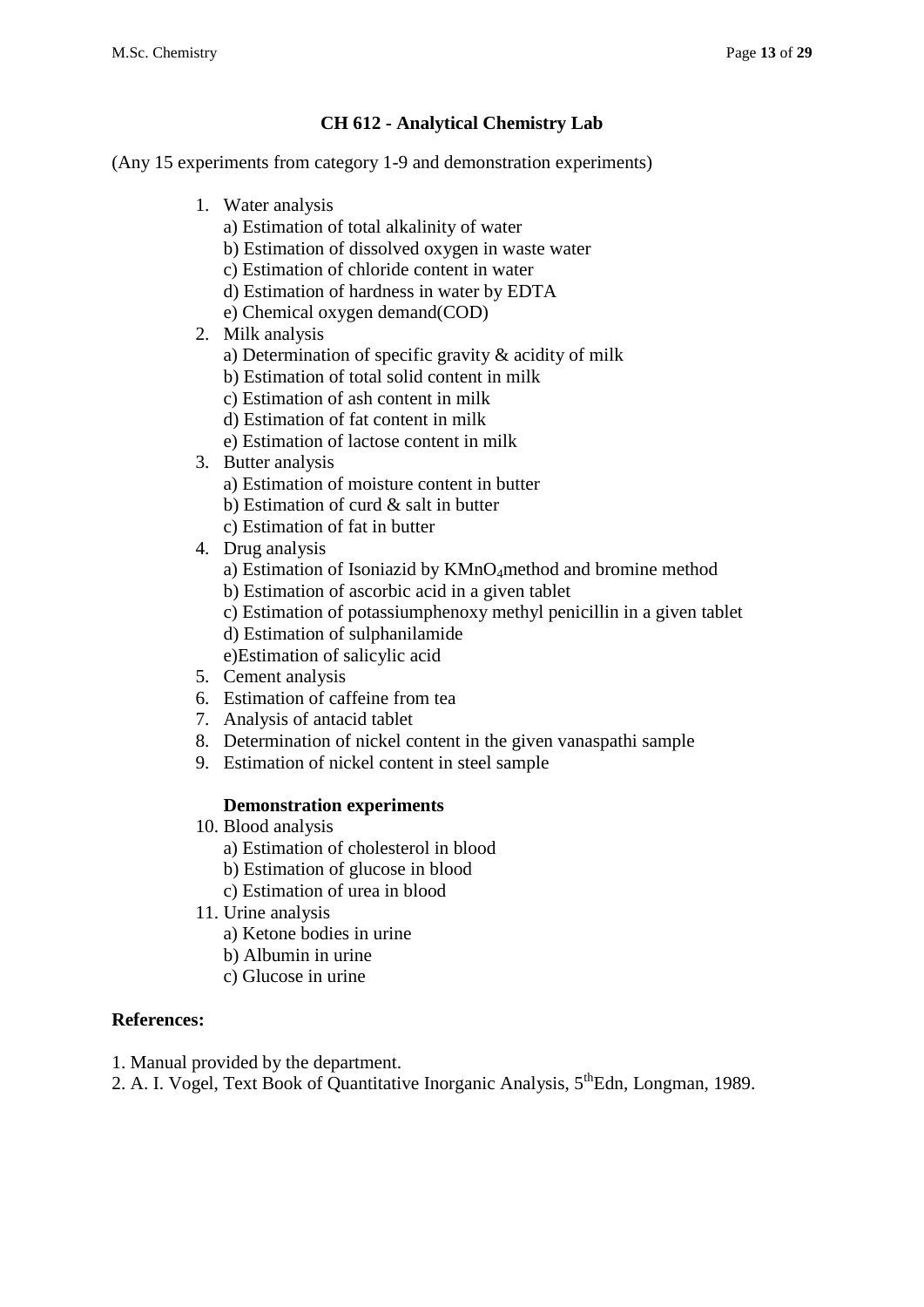## CH 612 - Analytical Chemistry Lab

(Any 15 experiments from category 1-9 and demonstration experiments)

1. Water analysis
   a) Estimation of total alkalinity of water
   b) Estimation of dissolved oxygen in waste water
   c) Estimation of chloride content in water
   d) Estimation of hardness in water by EDTA
   e) Chemical oxygen demand(COD)
2. Milk analysis
   a) Determination of specific gravity & acidity of milk
   b) Estimation of total solid content in milk
   c) Estimation of ash content in milk
   d) Estimation of fat content in milk
   e) Estimation of lactose content in milk
3. Butter analysis
   a) Estimation of moisture content in butter
   b) Estimation of curd & salt in butter
   c) Estimation of fat in butter
4. Drug analysis
   a) Estimation of Isoniazid by $KMnO_4$method and bromine method
   b) Estimation of ascorbic acid in a given tablet
   c) Estimation of potassiumphenoxy methyl penicillin in a given tablet
   d) Estimation of sulphanilamide
   e)Estimation of salicylic acid
5. Cement analysis
6. Estimation of caffeine from tea
7. Analysis of antacid tablet
8. Determination of nickel content in the given vanaspathi sample
9. Estimation of nickel content in steel sample

**Demonstration experiments**

10. Blood analysis
    a) Estimation of cholesterol in blood
    b) Estimation of glucose in blood
    c) Estimation of urea in blood
11. Urine analysis
    a) Ketone bodies in urine
    b) Albumin in urine
    c) Glucose in urine

**References:**

1. Manual provided by the department.
2. A. I. Vogel, Text Book of Quantitative Inorganic Analysis, 5$^{th}$Edn, Longman, 1989.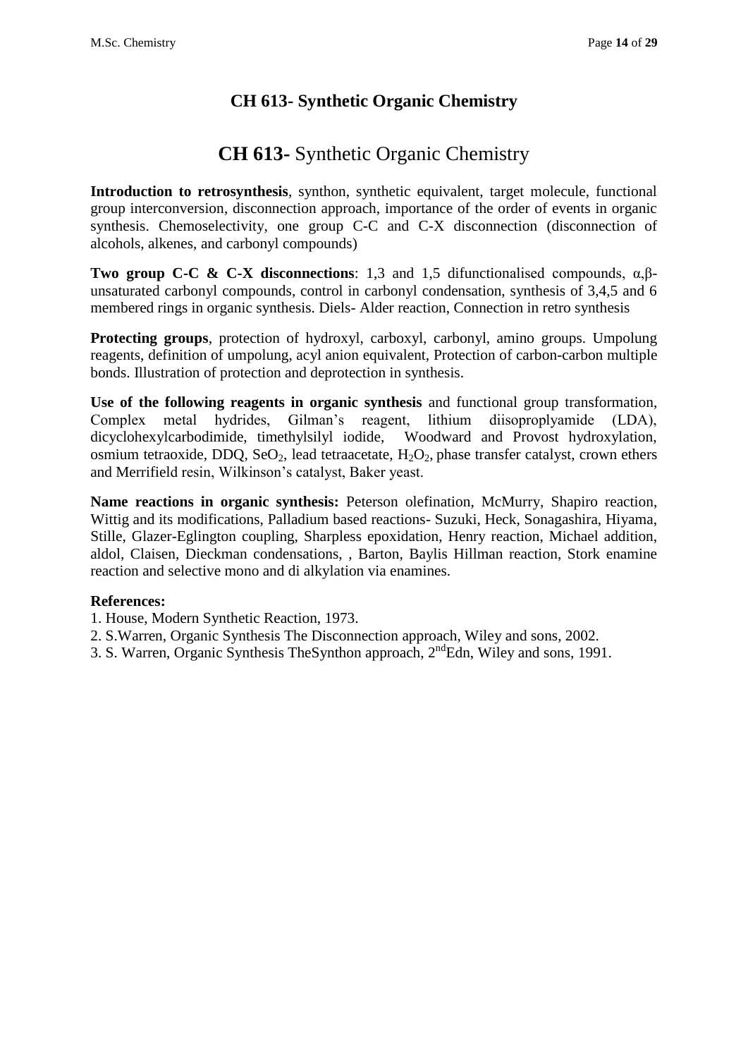# CH 613- Synthetic Organic Chemistry

## **CH 613-** Synthetic Organic Chemistry

**Introduction to retrosynthesis**, synthon, synthetic equivalent, target molecule, functional group interconversion, disconnection approach, importance of the order of events in organic synthesis. Chemoselectivity, one group C-C and C-X disconnection (disconnection of alcohols, alkenes, and carbonyl compounds)

**Two group C-C & C-X disconnections**: 1,3 and 1,5 difunctionalised compounds, α,β-unsaturated carbonyl compounds, control in carbonyl condensation, synthesis of 3,4,5 and 6 membered rings in organic synthesis. Diels- Alder reaction, Connection in retro synthesis

**Protecting groups**, protection of hydroxyl, carboxyl, carbonyl, amino groups. Umpolung reagents, definition of umpolung, acyl anion equivalent, Protection of carbon-carbon multiple bonds. Illustration of protection and deprotection in synthesis.

**Use of the following reagents in organic synthesis** and functional group transformation, Complex metal hydrides, Gilman's reagent, lithium diisoproplyamide (LDA), dicyclohexylcarbodimide, timethylsilyl iodide, Woodward and Provost hydroxylation, osmium tetraoxide, DDQ, $SeO_2$, lead tetraacetate, $H_2O_2$, phase transfer catalyst, crown ethers and Merrifield resin, Wilkinson's catalyst, Baker yeast.

**Name reactions in organic synthesis:** Peterson olefination, McMurry, Shapiro reaction, Wittig and its modifications, Palladium based reactions- Suzuki, Heck, Sonagashira, Hiyama, Stille, Glazer-Eglington coupling, Sharpless epoxidation, Henry reaction, Michael addition, aldol, Claisen, Dieckman condensations, , Barton, Baylis Hillman reaction, Stork enamine reaction and selective mono and di alkylation via enamines.

**References:**

1. House, Modern Synthetic Reaction, 1973.
2. S.Warren, Organic Synthesis The Disconnection approach, Wiley and sons, 2002.
3. S. Warren, Organic Synthesis TheSynthon approach, 2nd Edn, Wiley and sons, 1991.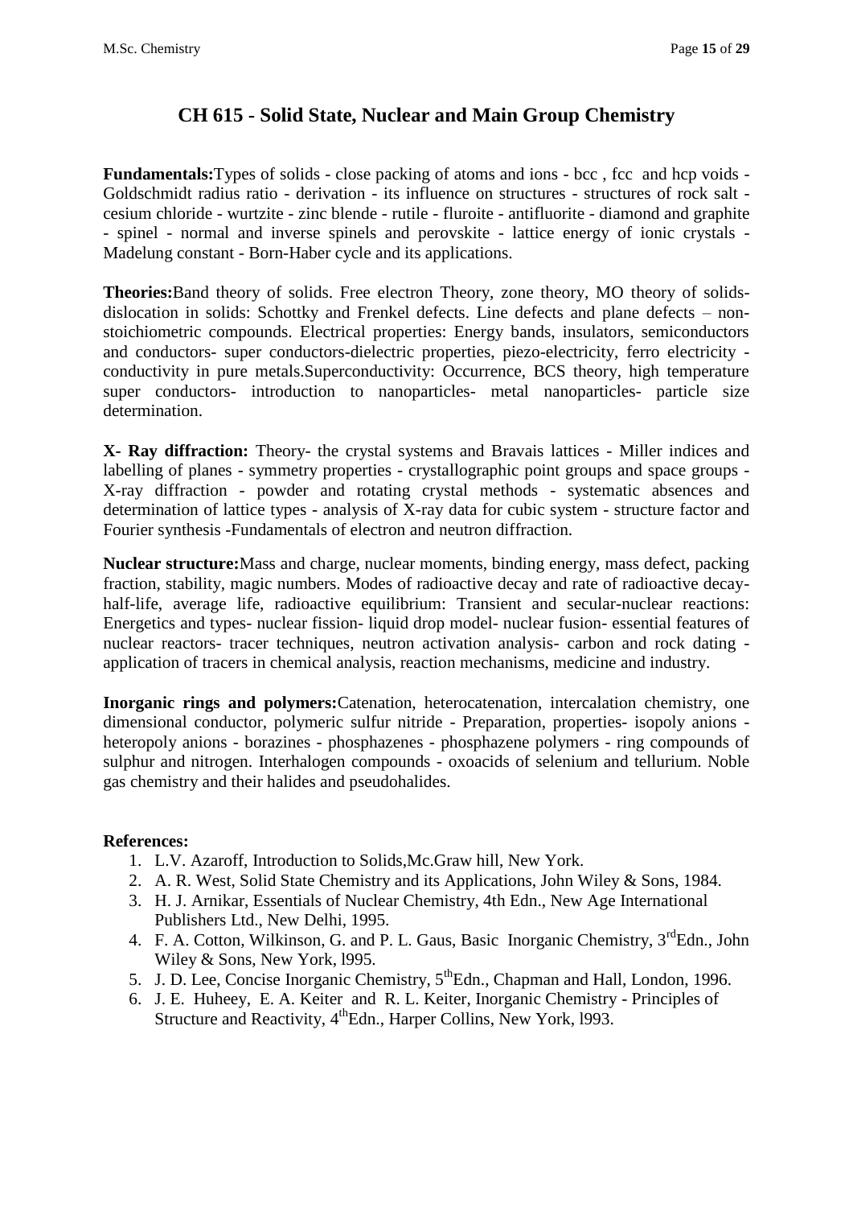# CH 615 - Solid State, Nuclear and Main Group Chemistry

**Fundamentals:**Types of solids - close packing of atoms and ions - bcc , fcc and hcp voids - Goldschmidt radius ratio - derivation - its influence on structures - structures of rock salt - cesium chloride - wurtzite - zinc blende - rutile - fluroite - antifluorite - diamond and graphite - spinel - normal and inverse spinels and perovskite - lattice energy of ionic crystals - Madelung constant - Born-Haber cycle and its applications.

**Theories:**Band theory of solids. Free electron Theory, zone theory, MO theory of solids-dislocation in solids: Schottky and Frenkel defects. Line defects and plane defects – non-stoichiometric compounds. Electrical properties: Energy bands, insulators, semiconductors and conductors- super conductors-dielectric properties, piezo-electricity, ferro electricity - conductivity in pure metals.Superconductivity: Occurrence, BCS theory, high temperature super conductors- introduction to nanoparticles- metal nanoparticles- particle size determination.

**X- Ray diffraction:** Theory- the crystal systems and Bravais lattices - Miller indices and labelling of planes - symmetry properties - crystallographic point groups and space groups - X-ray diffraction - powder and rotating crystal methods - systematic absences and determination of lattice types - analysis of X-ray data for cubic system - structure factor and Fourier synthesis -Fundamentals of electron and neutron diffraction.

**Nuclear structure:**Mass and charge, nuclear moments, binding energy, mass defect, packing fraction, stability, magic numbers. Modes of radioactive decay and rate of radioactive decay-half-life, average life, radioactive equilibrium: Transient and secular-nuclear reactions: Energetics and types- nuclear fission- liquid drop model- nuclear fusion- essential features of nuclear reactors- tracer techniques, neutron activation analysis- carbon and rock dating - application of tracers in chemical analysis, reaction mechanisms, medicine and industry.

**Inorganic rings and polymers:**Catenation, heterocatenation, intercalation chemistry, one dimensional conductor, polymeric sulfur nitride - Preparation, properties- isopoly anions - heteropoly anions - borazines - phosphazenes - phosphazene polymers - ring compounds of sulphur and nitrogen. Interhalogen compounds - oxoacids of selenium and tellurium. Noble gas chemistry and their halides and pseudohalides.

**References:**

1. L.V. Azaroff, Introduction to Solids,Mc.Graw hill, New York.
2. A. R. West, Solid State Chemistry and its Applications, John Wiley & Sons, 1984.
3. H. J. Arnikar, Essentials of Nuclear Chemistry, 4th Edn., New Age International Publishers Ltd., New Delhi, 1995.
4. F. A. Cotton, Wilkinson, G. and P. L. Gaus, Basic Inorganic Chemistry, 3rdEdn., John Wiley & Sons, New York, l995.
5. J. D. Lee, Concise Inorganic Chemistry, 5thEdn., Chapman and Hall, London, 1996.
6. J. E. Huheey, E. A. Keiter and R. L. Keiter, Inorganic Chemistry - Principles of Structure and Reactivity, 4thEdn., Harper Collins, New York, l993.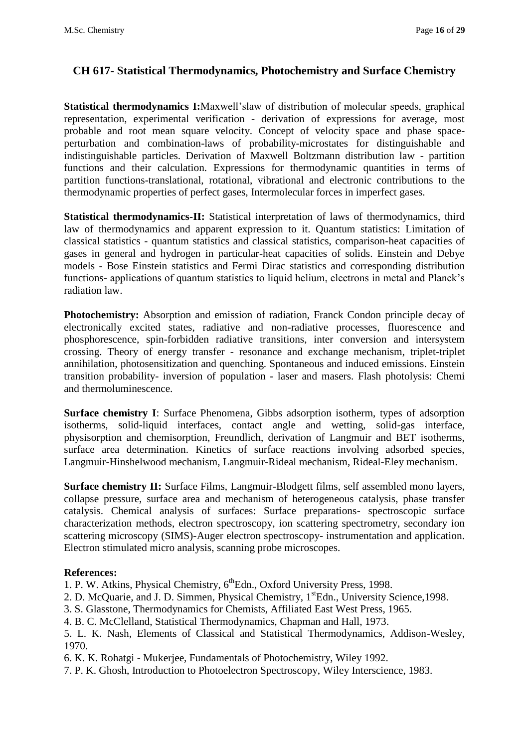## CH 617- Statistical Thermodynamics, Photochemistry and Surface Chemistry

**Statistical thermodynamics I:**Maxwell'slaw of distribution of molecular speeds, graphical representation, experimental verification - derivation of expressions for average, most probable and root mean square velocity. Concept of velocity space and phase space-perturbation and combination-laws of probability-microstates for distinguishable and indistinguishable particles. Derivation of Maxwell Boltzmann distribution law - partition functions and their calculation. Expressions for thermodynamic quantities in terms of partition functions-translational, rotational, vibrational and electronic contributions to the thermodynamic properties of perfect gases, Intermolecular forces in imperfect gases.

**Statistical thermodynamics-II:** Statistical interpretation of laws of thermodynamics, third law of thermodynamics and apparent expression to it. Quantum statistics: Limitation of classical statistics - quantum statistics and classical statistics, comparison-heat capacities of gases in general and hydrogen in particular-heat capacities of solids. Einstein and Debye models - Bose Einstein statistics and Fermi Dirac statistics and corresponding distribution functions- applications of quantum statistics to liquid helium, electrons in metal and Planck's radiation law.

**Photochemistry:** Absorption and emission of radiation, Franck Condon principle decay of electronically excited states, radiative and non-radiative processes, fluorescence and phosphorescence, spin-forbidden radiative transitions, inter conversion and intersystem crossing. Theory of energy transfer - resonance and exchange mechanism, triplet-triplet annihilation, photosensitization and quenching. Spontaneous and induced emissions. Einstein transition probability- inversion of population - laser and masers. Flash photolysis: Chemi and thermoluminescence.

**Surface chemistry I**: Surface Phenomena, Gibbs adsorption isotherm, types of adsorption isotherms, solid-liquid interfaces, contact angle and wetting, solid-gas interface, physisorption and chemisorption, Freundlich, derivation of Langmuir and BET isotherms, surface area determination. Kinetics of surface reactions involving adsorbed species, Langmuir-Hinshelwood mechanism, Langmuir-Rideal mechanism, Rideal-Eley mechanism.

**Surface chemistry II:** Surface Films, Langmuir-Blodgett films, self assembled mono layers, collapse pressure, surface area and mechanism of heterogeneous catalysis, phase transfer catalysis. Chemical analysis of surfaces: Surface preparations- spectroscopic surface characterization methods, electron spectroscopy, ion scattering spectrometry, secondary ion scattering microscopy (SIMS)-Auger electron spectroscopy- instrumentation and application. Electron stimulated micro analysis, scanning probe microscopes.

**References:**

1. P. W. Atkins, Physical Chemistry, 6thEdn., Oxford University Press, 1998.
2. D. McQuarie, and J. D. Simmen, Physical Chemistry, 1stEdn., University Science,1998.
3. S. Glasstone, Thermodynamics for Chemists, Affiliated East West Press, 1965.
4. B. C. McClelland, Statistical Thermodynamics, Chapman and Hall, 1973.
5. L. K. Nash, Elements of Classical and Statistical Thermodynamics, Addison-Wesley, 1970.
6. K. K. Rohatgi - Mukerjee, Fundamentals of Photochemistry, Wiley 1992.
7. P. K. Ghosh, Introduction to Photoelectron Spectroscopy, Wiley Interscience, 1983.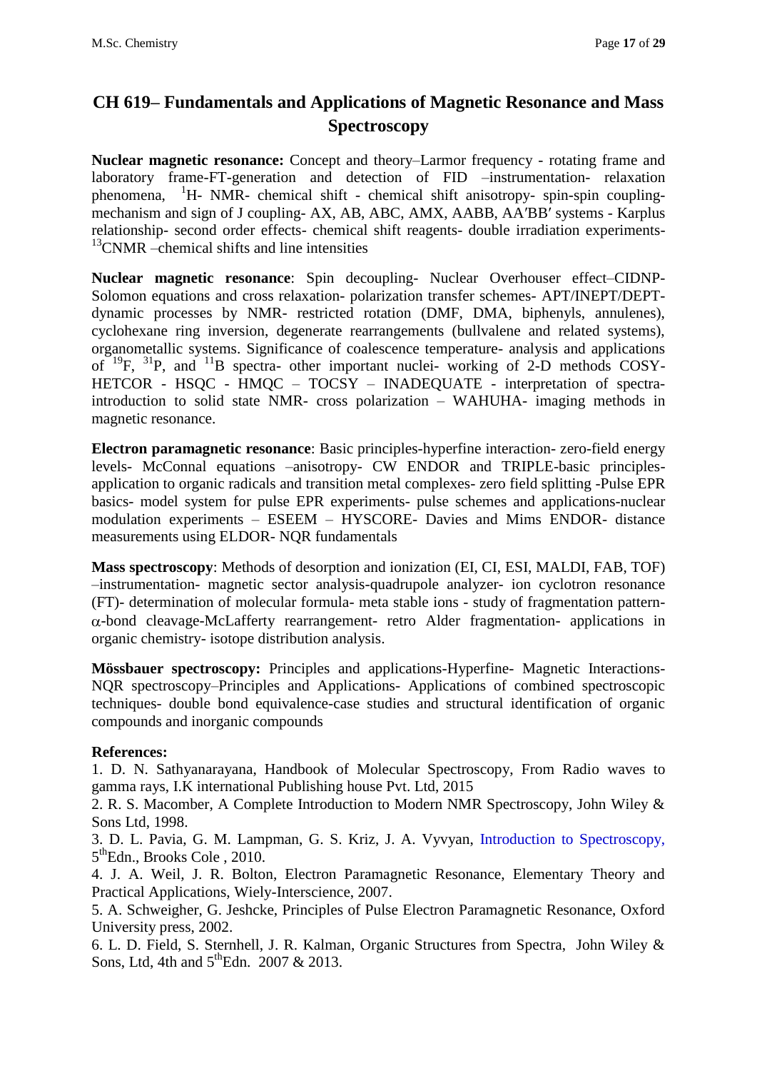# CH 619– Fundamentals and Applications of Magnetic Resonance and Mass Spectroscopy

**Nuclear magnetic resonance:** Concept and theory–Larmor frequency - rotating frame and laboratory frame-FT-generation and detection of FID –instrumentation- relaxation phenomena, $^{1}H$- NMR- chemical shift - chemical shift anisotropy- spin-spin coupling- mechanism and sign of J coupling- AX, AB, ABC, AMX, AABB, AA′BB′ systems - Karplus relationship- second order effects- chemical shift reagents- double irradiation experiments- $^{13}C$NMR –chemical shifts and line intensities

**Nuclear magnetic resonance**: Spin decoupling- Nuclear Overhouser effect–CIDNP- Solomon equations and cross relaxation- polarization transfer schemes- APT/INEPT/DEPT- dynamic processes by NMR- restricted rotation (DMF, DMA, biphenyls, annulenes), cyclohexane ring inversion, degenerate rearrangements (bullvalene and related systems), organometallic systems. Significance of coalescence temperature- analysis and applications of $^{19}F$, $^{31}P$, and $^{11}B$ spectra- other important nuclei- working of 2-D methods COSY- HETCOR - HSQC - HMQC – TOCSY – INADEQUATE - interpretation of spectra- introduction to solid state NMR- cross polarization – WAHUHA- imaging methods in magnetic resonance.

**Electron paramagnetic resonance**: Basic principles-hyperfine interaction- zero-field energy levels- McConnal equations –anisotropy- CW ENDOR and TRIPLE-basic principles- application to organic radicals and transition metal complexes- zero field splitting -Pulse EPR basics- model system for pulse EPR experiments- pulse schemes and applications-nuclear modulation experiments – ESEEM – HYSCORE- Davies and Mims ENDOR- distance measurements using ELDOR- NQR fundamentals

**Mass spectroscopy**: Methods of desorption and ionization (EI, CI, ESI, MALDI, FAB, TOF) –instrumentation- magnetic sector analysis-quadrupole analyzer- ion cyclotron resonance (FT)- determination of molecular formula- meta stable ions - study of fragmentation pattern- $\alpha$-bond cleavage-McLafferty rearrangement- retro Alder fragmentation- applications in organic chemistry- isotope distribution analysis.

**Mössbauer spectroscopy:** Principles and applications-Hyperfine- Magnetic Interactions- NQR spectroscopy–Principles and Applications- Applications of combined spectroscopic techniques- double bond equivalence-case studies and structural identification of organic compounds and inorganic compounds

**References:**

1. D. N. Sathyanarayana, Handbook of Molecular Spectroscopy, From Radio waves to gamma rays, I.K international Publishing house Pvt. Ltd, 2015
2. R. S. Macomber, A Complete Introduction to Modern NMR Spectroscopy, John Wiley & Sons Ltd, 1998.
3. D. L. Pavia, G. M. Lampman, G. S. Kriz, J. A. Vyvyan, Introduction to Spectroscopy, 5thEdn., Brooks Cole , 2010.
4. J. A. Weil, J. R. Bolton, Electron Paramagnetic Resonance, Elementary Theory and Practical Applications, Wiely-Interscience, 2007.
5. A. Schweigher, G. Jeshcke, Principles of Pulse Electron Paramagnetic Resonance, Oxford University press, 2002.
6. L. D. Field, S. Sternhell, J. R. Kalman, Organic Structures from Spectra, John Wiley & Sons, Ltd, 4th and 5thEdn. 2007 & 2013.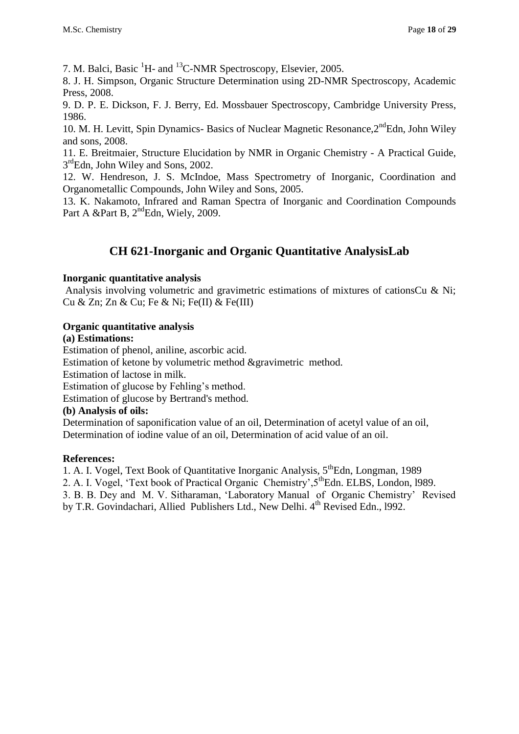7. M. Balci, Basic $^{1}$H- and $^{13}$C-NMR Spectroscopy, Elsevier, 2005.

8. J. H. Simpson, Organic Structure Determination using 2D-NMR Spectroscopy, Academic Press, 2008.

9. D. P. E. Dickson, F. J. Berry, Ed. Mossbauer Spectroscopy, Cambridge University Press, 1986.

10. M. H. Levitt, Spin Dynamics- Basics of Nuclear Magnetic Resonance,2$^{nd}$Edn, John Wiley and sons, 2008.

11. E. Breitmaier, Structure Elucidation by NMR in Organic Chemistry - A Practical Guide, 3$^{rd}$Edn, John Wiley and Sons, 2002.

12. W. Hendreson, J. S. McIndoe, Mass Spectrometry of Inorganic, Coordination and Organometallic Compounds, John Wiley and Sons, 2005.

13. K. Nakamoto, Infrared and Raman Spectra of Inorganic and Coordination Compounds Part A &Part B, 2$^{nd}$Edn, Wiely, 2009.

## CH 621-Inorganic and Organic Quantitative AnalysisLab

**Inorganic quantitative analysis**

Analysis involving volumetric and gravimetric estimations of mixtures of cationsCu & Ni; Cu & Zn; Zn & Cu; Fe & Ni; Fe(II) & Fe(III)

**Organic quantitative analysis**

**(a) Estimations:**

Estimation of phenol, aniline, ascorbic acid.

Estimation of ketone by volumetric method &gravimetric method.

Estimation of lactose in milk.

Estimation of glucose by Fehling's method.

Estimation of glucose by Bertrand's method.

**(b) Analysis of oils:**

Determination of saponification value of an oil, Determination of acetyl value of an oil, Determination of iodine value of an oil, Determination of acid value of an oil.

**References:**

1. A. I. Vogel, Text Book of Quantitative Inorganic Analysis, 5$^{th}$Edn, Longman, 1989

2. A. I. Vogel, 'Text book of Practical Organic Chemistry',5$^{th}$Edn. ELBS, London, l989.

3. B. B. Dey and M. V. Sitharaman, 'Laboratory Manual of Organic Chemistry' Revised by T.R. Govindachari, Allied Publishers Ltd., New Delhi. 4$^{th}$ Revised Edn., l992.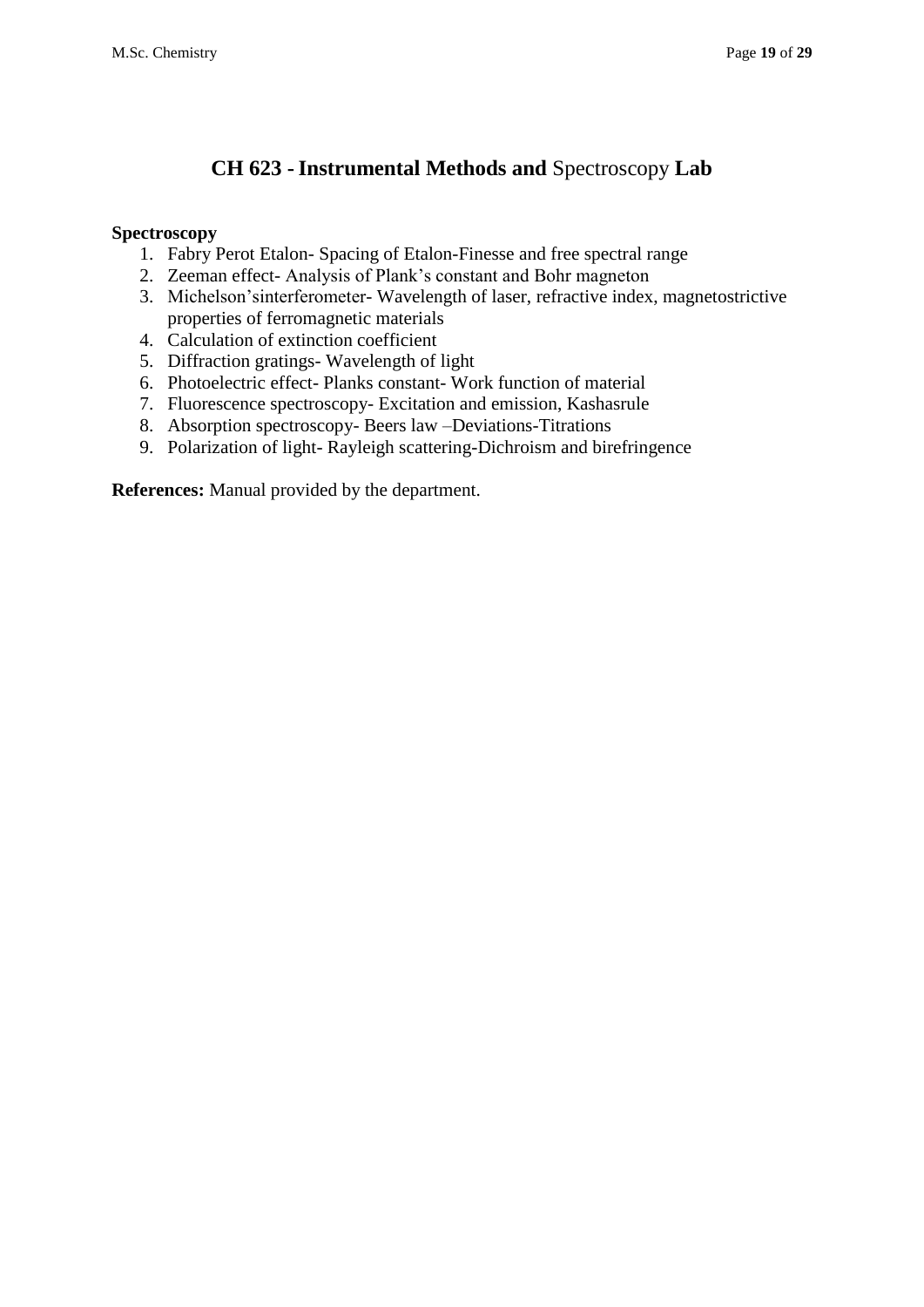# CH 623 - **Instrumental Methods and** Spectroscopy **Lab**

**Spectroscopy**

1. Fabry Perot Etalon- Spacing of Etalon-Finesse and free spectral range
2. Zeeman effect- Analysis of Plank's constant and Bohr magneton
3. Michelson'sinterferometer- Wavelength of laser, refractive index, magnetostrictive properties of ferromagnetic materials
4. Calculation of extinction coefficient
5. Diffraction gratings- Wavelength of light
6. Photoelectric effect- Planks constant- Work function of material
7. Fluorescence spectroscopy- Excitation and emission, Kashasrule
8. Absorption spectroscopy- Beers law –Deviations-Titrations
9. Polarization of light- Rayleigh scattering-Dichroism and birefringence

**References:** Manual provided by the department.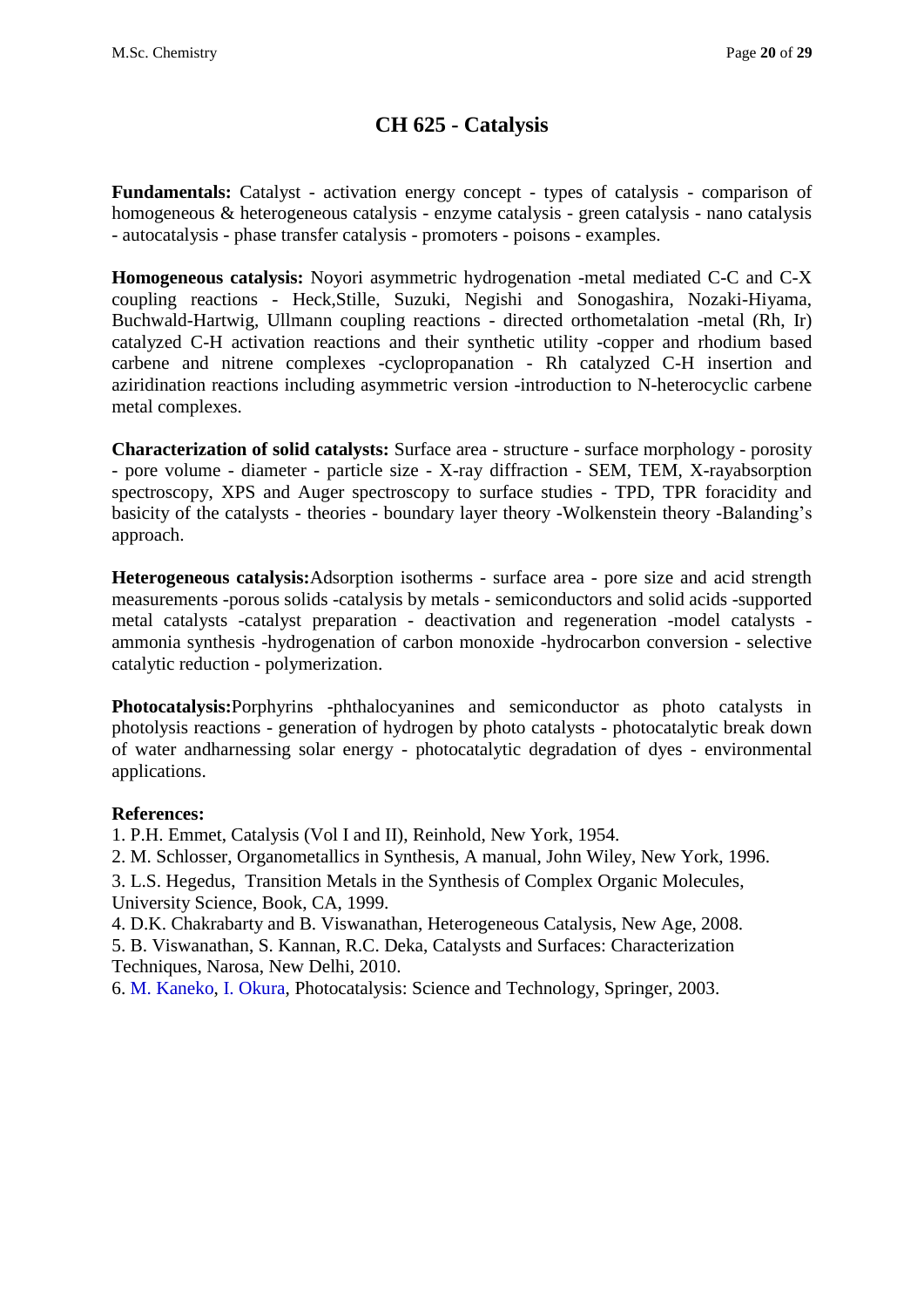# CH 625 - Catalysis

**Fundamentals:** Catalyst - activation energy concept - types of catalysis - comparison of homogeneous & heterogeneous catalysis - enzyme catalysis - green catalysis - nano catalysis - autocatalysis - phase transfer catalysis - promoters - poisons - examples.

**Homogeneous catalysis:** Noyori asymmetric hydrogenation -metal mediated C-C and C-X coupling reactions - Heck,Stille, Suzuki, Negishi and Sonogashira, Nozaki-Hiyama, Buchwald-Hartwig, Ullmann coupling reactions - directed orthometalation -metal (Rh, Ir) catalyzed C-H activation reactions and their synthetic utility -copper and rhodium based carbene and nitrene complexes -cyclopropanation - Rh catalyzed C-H insertion and aziridination reactions including asymmetric version -introduction to N-heterocyclic carbene metal complexes.

**Characterization of solid catalysts:** Surface area - structure - surface morphology - porosity - pore volume - diameter - particle size - X-ray diffraction - SEM, TEM, X-rayabsorption spectroscopy, XPS and Auger spectroscopy to surface studies - TPD, TPR foracidity and basicity of the catalysts - theories - boundary layer theory -Wolkenstein theory -Balanding's approach.

**Heterogeneous catalysis:**Adsorption isotherms - surface area - pore size and acid strength measurements -porous solids -catalysis by metals - semiconductors and solid acids -supported metal catalysts -catalyst preparation - deactivation and regeneration -model catalysts - ammonia synthesis -hydrogenation of carbon monoxide -hydrocarbon conversion - selective catalytic reduction - polymerization.

**Photocatalysis:**Porphyrins -phthalocyanines and semiconductor as photo catalysts in photolysis reactions - generation of hydrogen by photo catalysts - photocatalytic break down of water andharnessing solar energy - photocatalytic degradation of dyes - environmental applications.

**References:**

1. P.H. Emmet, Catalysis (Vol I and II), Reinhold, New York, 1954.
2. M. Schlosser, Organometallics in Synthesis, A manual, John Wiley, New York, 1996.
3. L.S. Hegedus, Transition Metals in the Synthesis of Complex Organic Molecules, University Science, Book, CA, 1999.
4. D.K. Chakrabarty and B. Viswanathan, Heterogeneous Catalysis, New Age, 2008.
5. B. Viswanathan, S. Kannan, R.C. Deka, Catalysts and Surfaces: Characterization Techniques, Narosa, New Delhi, 2010.
6. M. Kaneko, I. Okura, Photocatalysis: Science and Technology, Springer, 2003.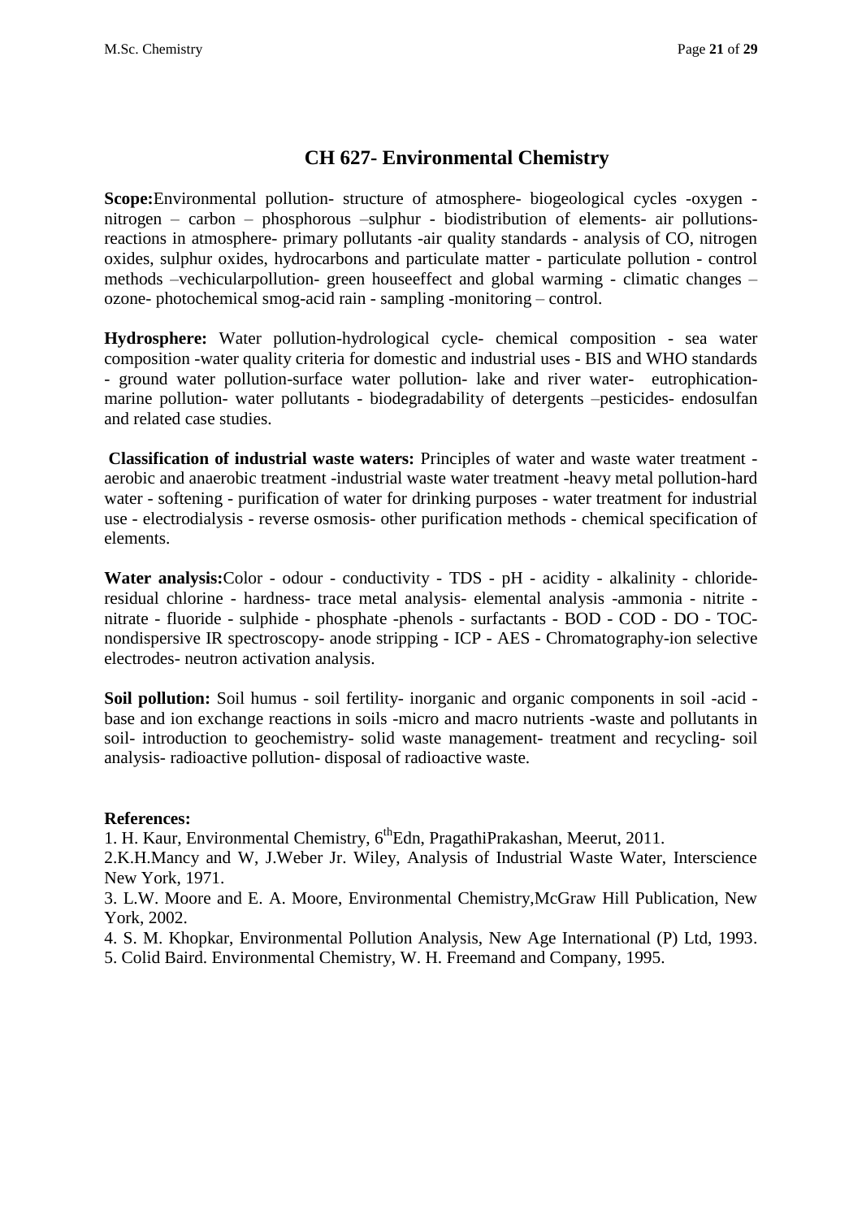# CH 627- Environmental Chemistry

**Scope:**Environmental pollution- structure of atmosphere- biogeological cycles -oxygen - nitrogen – carbon – phosphorous –sulphur - biodistribution of elements- air pollutions-reactions in atmosphere- primary pollutants -air quality standards - analysis of CO, nitrogen oxides, sulphur oxides, hydrocarbons and particulate matter - particulate pollution - control methods –vechicularpollution- green houseeffect and global warming - climatic changes – ozone- photochemical smog-acid rain - sampling -monitoring – control.

**Hydrosphere:** Water pollution-hydrological cycle- chemical composition - sea water composition -water quality criteria for domestic and industrial uses - BIS and WHO standards - ground water pollution-surface water pollution- lake and river water- eutrophication-marine pollution- water pollutants - biodegradability of detergents –pesticides- endosulfan and related case studies.

**Classification of industrial waste waters:** Principles of water and waste water treatment - aerobic and anaerobic treatment -industrial waste water treatment -heavy metal pollution-hard water - softening - purification of water for drinking purposes - water treatment for industrial use - electrodialysis - reverse osmosis- other purification methods - chemical specification of elements.

**Water analysis:**Color - odour - conductivity - TDS - pH - acidity - alkalinity - chloride-residual chlorine - hardness- trace metal analysis- elemental analysis -ammonia - nitrite - nitrate - fluoride - sulphide - phosphate -phenols - surfactants - BOD - COD - DO - TOC-nondispersive IR spectroscopy- anode stripping - ICP - AES - Chromatography-ion selective electrodes- neutron activation analysis.

**Soil pollution:** Soil humus - soil fertility- inorganic and organic components in soil -acid - base and ion exchange reactions in soils -micro and macro nutrients -waste and pollutants in soil- introduction to geochemistry- solid waste management- treatment and recycling- soil analysis- radioactive pollution- disposal of radioactive waste.

**References:**

1. H. Kaur, Environmental Chemistry, 6$^{th}$Edn, PragathiPrakashan, Meerut, 2011.
2. K.H.Mancy and W, J.Weber Jr. Wiley, Analysis of Industrial Waste Water, Interscience New York, 1971.
3. L.W. Moore and E. A. Moore, Environmental Chemistry,McGraw Hill Publication, New York, 2002.
4. S. M. Khopkar, Environmental Pollution Analysis, New Age International (P) Ltd, 1993.
5. Colid Baird. Environmental Chemistry, W. H. Freemand and Company, 1995.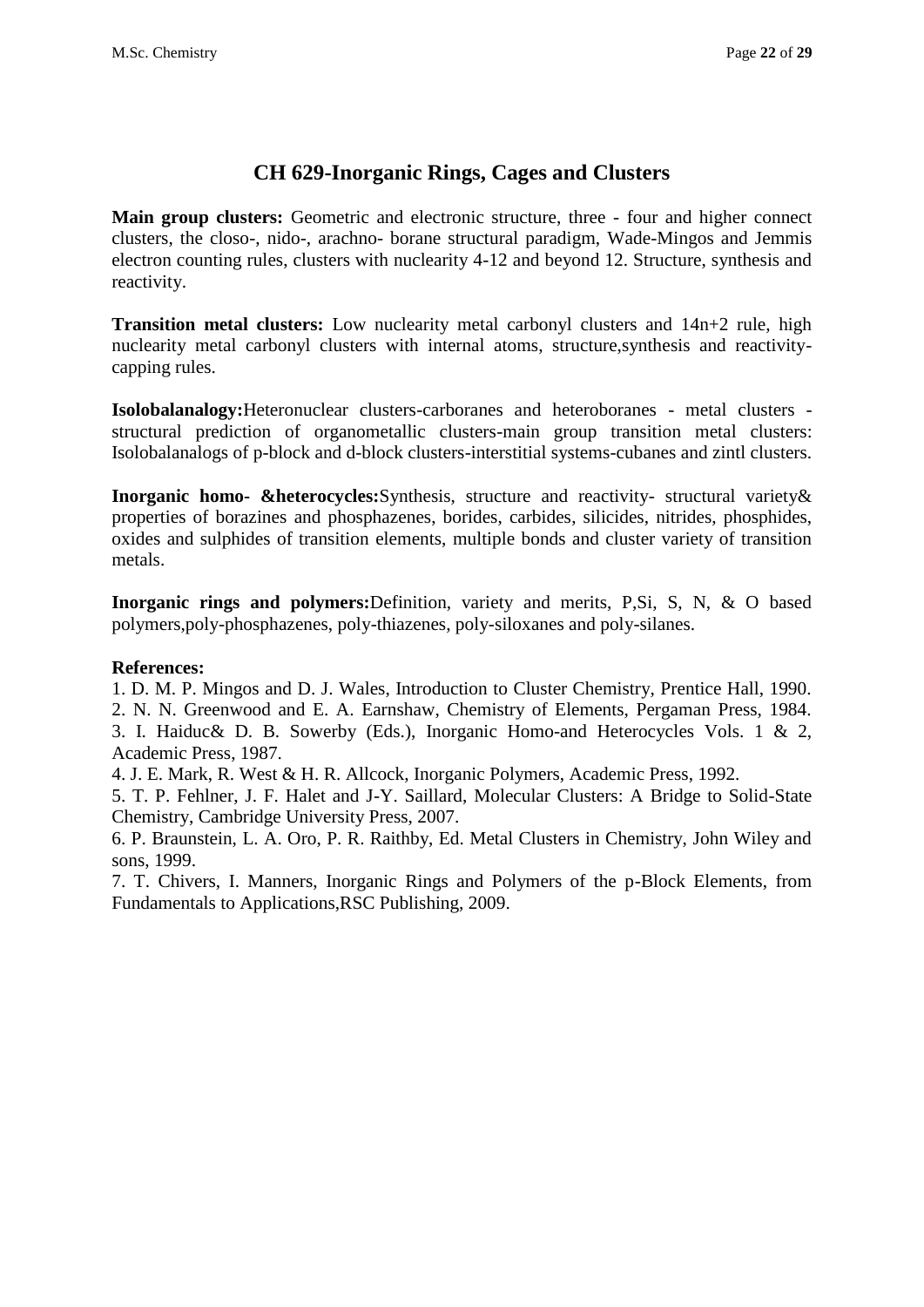# CH 629-Inorganic Rings, Cages and Clusters

**Main group clusters:** Geometric and electronic structure, three - four and higher connect clusters, the closo-, nido-, arachno- borane structural paradigm, Wade-Mingos and Jemmis electron counting rules, clusters with nuclearity 4-12 and beyond 12. Structure, synthesis and reactivity.

**Transition metal clusters:** Low nuclearity metal carbonyl clusters and 14n+2 rule, high nuclearity metal carbonyl clusters with internal atoms, structure,synthesis and reactivity-capping rules.

**Isolobalanalogy:**Heteronuclear clusters-carboranes and heteroboranes - metal clusters - structural prediction of organometallic clusters-main group transition metal clusters: Isolobalanalogs of p-block and d-block clusters-interstitial systems-cubanes and zintl clusters.

**Inorganic homo- &heterocycles:**Synthesis, structure and reactivity- structural variety& properties of borazines and phosphazenes, borides, carbides, silicides, nitrides, phosphides, oxides and sulphides of transition elements, multiple bonds and cluster variety of transition metals.

**Inorganic rings and polymers:**Definition, variety and merits, P,Si, S, N, & O based polymers,poly-phosphazenes, poly-thiazenes, poly-siloxanes and poly-silanes.

**References:**

1. D. M. P. Mingos and D. J. Wales, Introduction to Cluster Chemistry, Prentice Hall, 1990.
2. N. N. Greenwood and E. A. Earnshaw, Chemistry of Elements, Pergaman Press, 1984.
3. I. Haiduc& D. B. Sowerby (Eds.), Inorganic Homo-and Heterocycles Vols. 1 & 2, Academic Press, 1987.
4. J. E. Mark, R. West & H. R. Allcock, Inorganic Polymers, Academic Press, 1992.
5. T. P. Fehlner, J. F. Halet and J-Y. Saillard, Molecular Clusters: A Bridge to Solid-State Chemistry, Cambridge University Press, 2007.
6. P. Braunstein, L. A. Oro, P. R. Raithby, Ed. Metal Clusters in Chemistry, John Wiley and sons, 1999.
7. T. Chivers, I. Manners, Inorganic Rings and Polymers of the p-Block Elements, from Fundamentals to Applications,RSC Publishing, 2009.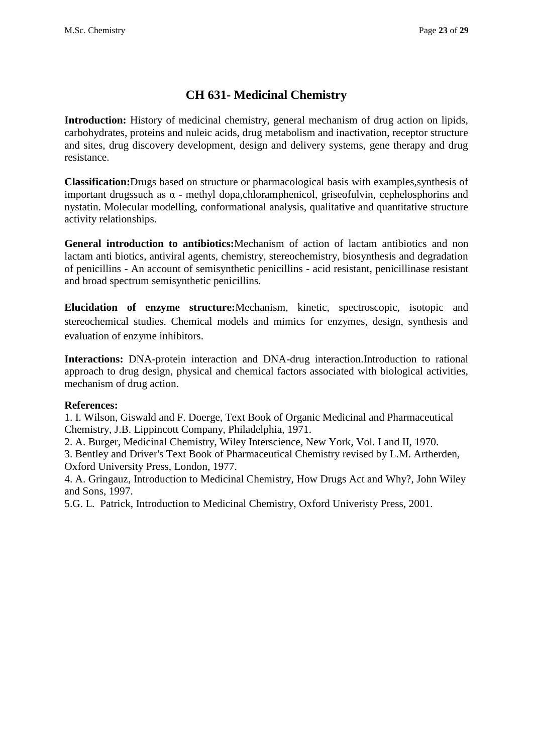# CH 631- Medicinal Chemistry

**Introduction:** History of medicinal chemistry, general mechanism of drug action on lipids, carbohydrates, proteins and nuleic acids, drug metabolism and inactivation, receptor structure and sites, drug discovery development, design and delivery systems, gene therapy and drug resistance.

**Classification:**Drugs based on structure or pharmacological basis with examples,synthesis of important drugssuch as α - methyl dopa,chloramphenicol, griseofulvin, cephelosphorins and nystatin. Molecular modelling, conformational analysis, qualitative and quantitative structure activity relationships.

**General introduction to antibiotics:**Mechanism of action of lactam antibiotics and non lactam anti biotics, antiviral agents, chemistry, stereochemistry, biosynthesis and degradation of penicillins - An account of semisynthetic penicillins - acid resistant, penicillinase resistant and broad spectrum semisynthetic penicillins.

**Elucidation of enzyme structure:**Mechanism, kinetic, spectroscopic, isotopic and stereochemical studies. Chemical models and mimics for enzymes, design, synthesis and evaluation of enzyme inhibitors.

**Interactions:** DNA-protein interaction and DNA-drug interaction.Introduction to rational approach to drug design, physical and chemical factors associated with biological activities, mechanism of drug action.

**References:**

1. I. Wilson, Giswald and F. Doerge, Text Book of Organic Medicinal and Pharmaceutical Chemistry, J.B. Lippincott Company, Philadelphia, 1971.
2. A. Burger, Medicinal Chemistry, Wiley Interscience, New York, Vol. I and II, 1970.
3. Bentley and Driver's Text Book of Pharmaceutical Chemistry revised by L.M. Artherden, Oxford University Press, London, 1977.
4. A. Gringauz, Introduction to Medicinal Chemistry, How Drugs Act and Why?, John Wiley and Sons, 1997.
5. G. L. Patrick, Introduction to Medicinal Chemistry, Oxford Univeristy Press, 2001.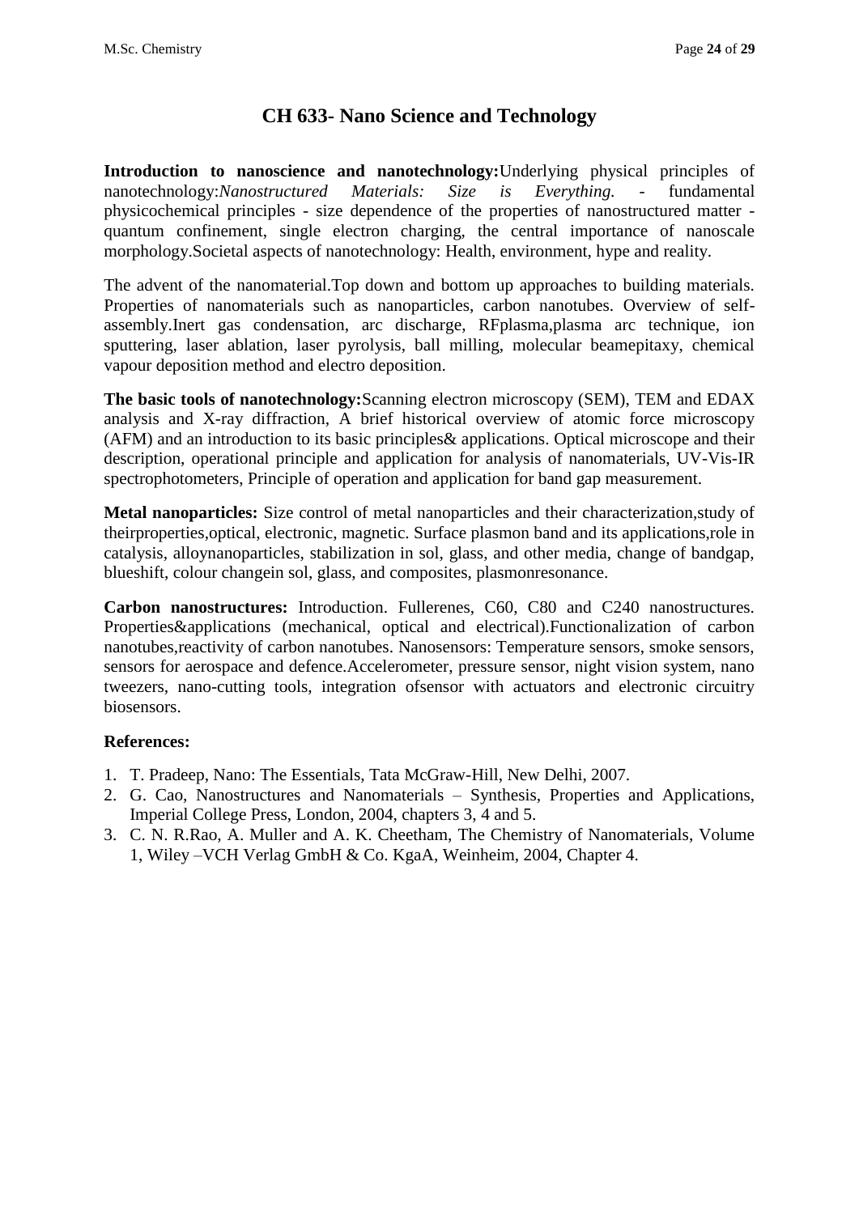# CH 633- Nano Science and Technology

**Introduction to nanoscience and nanotechnology:**Underlying physical principles of nanotechnology:*Nanostructured Materials: Size is Everything.* - fundamental physicochemical principles - size dependence of the properties of nanostructured matter - quantum confinement, single electron charging, the central importance of nanoscale morphology.Societal aspects of nanotechnology: Health, environment, hype and reality.

The advent of the nanomaterial.Top down and bottom up approaches to building materials. Properties of nanomaterials such as nanoparticles, carbon nanotubes. Overview of self-assembly.Inert gas condensation, arc discharge, RFplasma,plasma arc technique, ion sputtering, laser ablation, laser pyrolysis, ball milling, molecular beamepitaxy, chemical vapour deposition method and electro deposition.

**The basic tools of nanotechnology:**Scanning electron microscopy (SEM), TEM and EDAX analysis and X-ray diffraction, A brief historical overview of atomic force microscopy (AFM) and an introduction to its basic principles& applications. Optical microscope and their description, operational principle and application for analysis of nanomaterials, UV-Vis-IR spectrophotometers, Principle of operation and application for band gap measurement.

**Metal nanoparticles:** Size control of metal nanoparticles and their characterization,study of theirproperties,optical, electronic, magnetic. Surface plasmon band and its applications,role in catalysis, alloynanoparticles, stabilization in sol, glass, and other media, change of bandgap, blueshift, colour changein sol, glass, and composites, plasmonresonance.

**Carbon nanostructures:** Introduction. Fullerenes, C60, C80 and C240 nanostructures. Properties&applications (mechanical, optical and electrical).Functionalization of carbon nanotubes,reactivity of carbon nanotubes. Nanosensors: Temperature sensors, smoke sensors, sensors for aerospace and defence.Accelerometer, pressure sensor, night vision system, nano tweezers, nano-cutting tools, integration ofsensor with actuators and electronic circuitry biosensors.

**References:**

1. T. Pradeep, Nano: The Essentials, Tata McGraw-Hill, New Delhi, 2007.
2. G. Cao, Nanostructures and Nanomaterials – Synthesis, Properties and Applications, Imperial College Press, London, 2004, chapters 3, 4 and 5.
3. C. N. R.Rao, A. Muller and A. K. Cheetham, The Chemistry of Nanomaterials, Volume 1, Wiley –VCH Verlag GmbH & Co. KgaA, Weinheim, 2004, Chapter 4.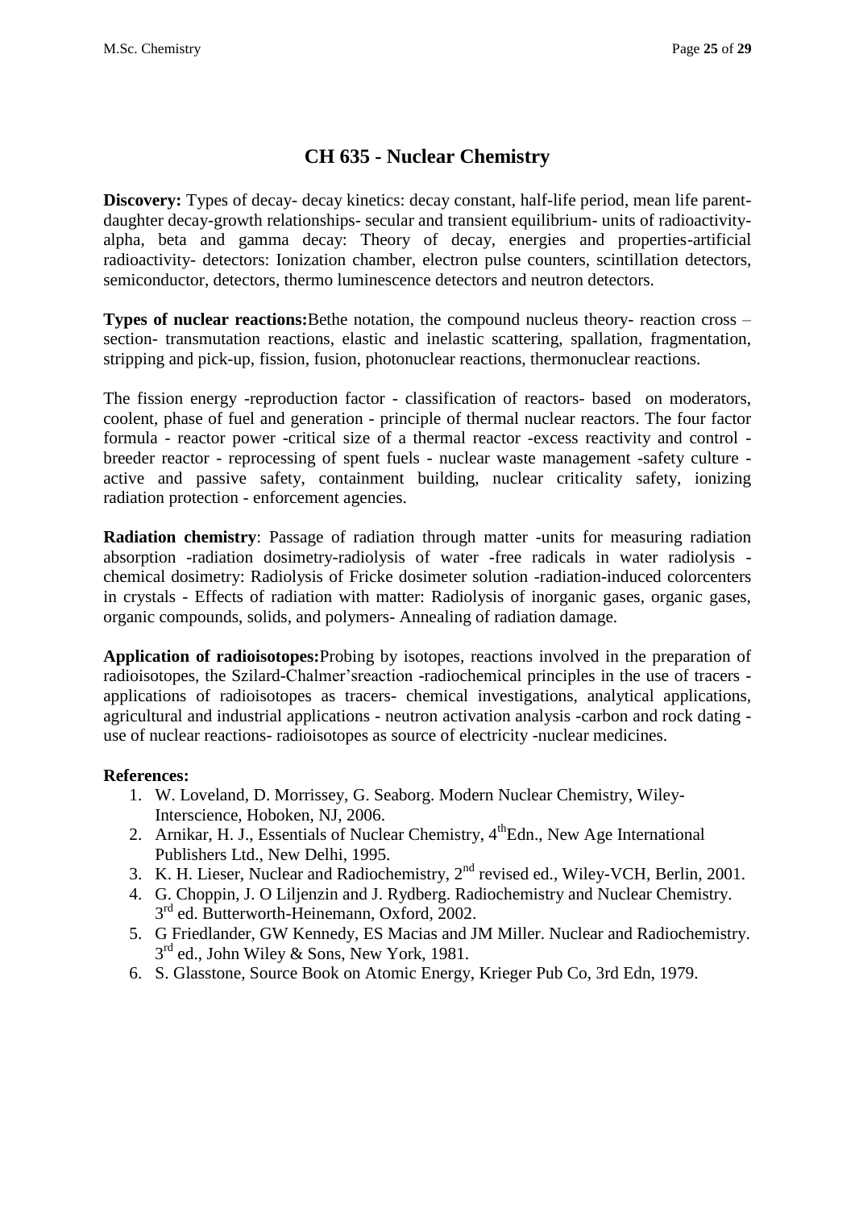# CH 635 - Nuclear Chemistry

**Discovery:** Types of decay- decay kinetics: decay constant, half-life period, mean life parent-daughter decay-growth relationships- secular and transient equilibrium- units of radioactivity-alpha, beta and gamma decay: Theory of decay, energies and properties-artificial radioactivity- detectors: Ionization chamber, electron pulse counters, scintillation detectors, semiconductor, detectors, thermo luminescence detectors and neutron detectors.

**Types of nuclear reactions:**Bethe notation, the compound nucleus theory- reaction cross – section- transmutation reactions, elastic and inelastic scattering, spallation, fragmentation, stripping and pick-up, fission, fusion, photonuclear reactions, thermonuclear reactions.

The fission energy -reproduction factor - classification of reactors- based on moderators, coolent, phase of fuel and generation - principle of thermal nuclear reactors. The four factor formula - reactor power -critical size of a thermal reactor -excess reactivity and control - breeder reactor - reprocessing of spent fuels - nuclear waste management -safety culture - active and passive safety, containment building, nuclear criticality safety, ionizing radiation protection - enforcement agencies.

**Radiation chemistry**: Passage of radiation through matter -units for measuring radiation absorption -radiation dosimetry-radiolysis of water -free radicals in water radiolysis - chemical dosimetry: Radiolysis of Fricke dosimeter solution -radiation-induced colorcenters in crystals - Effects of radiation with matter: Radiolysis of inorganic gases, organic gases, organic compounds, solids, and polymers- Annealing of radiation damage.

**Application of radioisotopes:**Probing by isotopes, reactions involved in the preparation of radioisotopes, the Szilard-Chalmer'sreaction -radiochemical principles in the use of tracers - applications of radioisotopes as tracers- chemical investigations, analytical applications, agricultural and industrial applications - neutron activation analysis -carbon and rock dating - use of nuclear reactions- radioisotopes as source of electricity -nuclear medicines.

**References:**

1. W. Loveland, D. Morrissey, G. Seaborg. Modern Nuclear Chemistry, Wiley-Interscience, Hoboken, NJ, 2006.
2. Arnikar, H. J., Essentials of Nuclear Chemistry, 4thEdn., New Age International Publishers Ltd., New Delhi, 1995.
3. K. H. Lieser, Nuclear and Radiochemistry, 2nd revised ed., Wiley-VCH, Berlin, 2001.
4. G. Choppin, J. O Liljenzin and J. Rydberg. Radiochemistry and Nuclear Chemistry. 3rd ed. Butterworth-Heinemann, Oxford, 2002.
5. G Friedlander, GW Kennedy, ES Macias and JM Miller. Nuclear and Radiochemistry. 3rd ed., John Wiley & Sons, New York, 1981.
6. S. Glasstone, Source Book on Atomic Energy, Krieger Pub Co, 3rd Edn, 1979.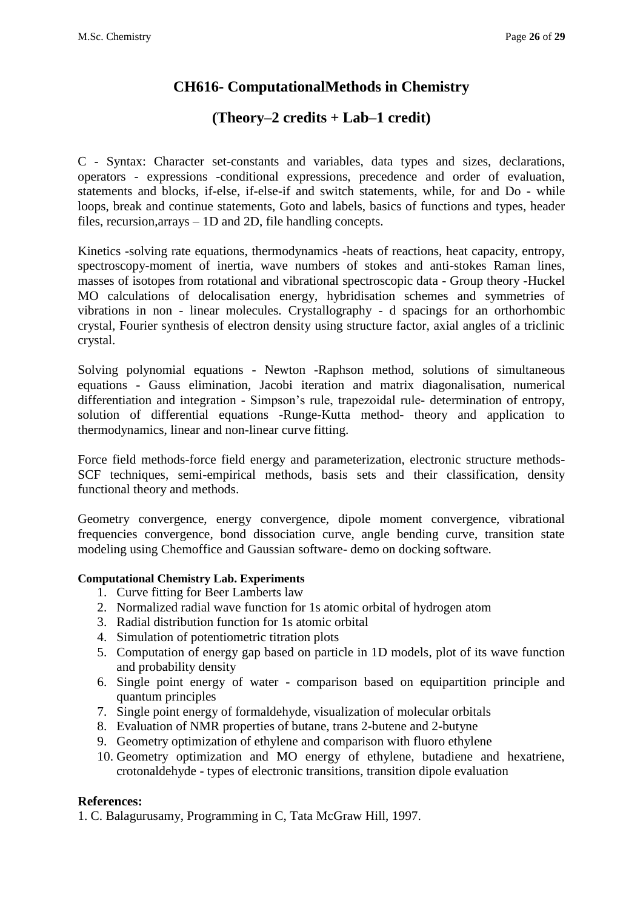# CH616- ComputationalMethods in Chemistry

## (Theory–2 credits + Lab–1 credit)

C - Syntax: Character set-constants and variables, data types and sizes, declarations, operators - expressions -conditional expressions, precedence and order of evaluation, statements and blocks, if-else, if-else-if and switch statements, while, for and Do - while loops, break and continue statements, Goto and labels, basics of functions and types, header files, recursion,arrays – 1D and 2D, file handling concepts.

Kinetics -solving rate equations, thermodynamics -heats of reactions, heat capacity, entropy, spectroscopy-moment of inertia, wave numbers of stokes and anti-stokes Raman lines, masses of isotopes from rotational and vibrational spectroscopic data - Group theory -Huckel MO calculations of delocalisation energy, hybridisation schemes and symmetries of vibrations in non - linear molecules. Crystallography - d spacings for an orthorhombic crystal, Fourier synthesis of electron density using structure factor, axial angles of a triclinic crystal.

Solving polynomial equations - Newton -Raphson method, solutions of simultaneous equations - Gauss elimination, Jacobi iteration and matrix diagonalisation, numerical differentiation and integration - Simpson's rule, trapezoidal rule- determination of entropy, solution of differential equations -Runge-Kutta method- theory and application to thermodynamics, linear and non-linear curve fitting.

Force field methods-force field energy and parameterization, electronic structure methods-SCF techniques, semi-empirical methods, basis sets and their classification, density functional theory and methods.

Geometry convergence, energy convergence, dipole moment convergence, vibrational frequencies convergence, bond dissociation curve, angle bending curve, transition state modeling using Chemoffice and Gaussian software- demo on docking software.

**Computational Chemistry Lab. Experiments**

1. Curve fitting for Beer Lamberts law
2. Normalized radial wave function for 1s atomic orbital of hydrogen atom
3. Radial distribution function for 1s atomic orbital
4. Simulation of potentiometric titration plots
5. Computation of energy gap based on particle in 1D models, plot of its wave function and probability density
6. Single point energy of water - comparison based on equipartition principle and quantum principles
7. Single point energy of formaldehyde, visualization of molecular orbitals
8. Evaluation of NMR properties of butane, trans 2-butene and 2-butyne
9. Geometry optimization of ethylene and comparison with fluoro ethylene
10. Geometry optimization and MO energy of ethylene, butadiene and hexatriene, crotonaldehyde - types of electronic transitions, transition dipole evaluation

**References:**

1. C. Balagurusamy, Programming in C, Tata McGraw Hill, 1997.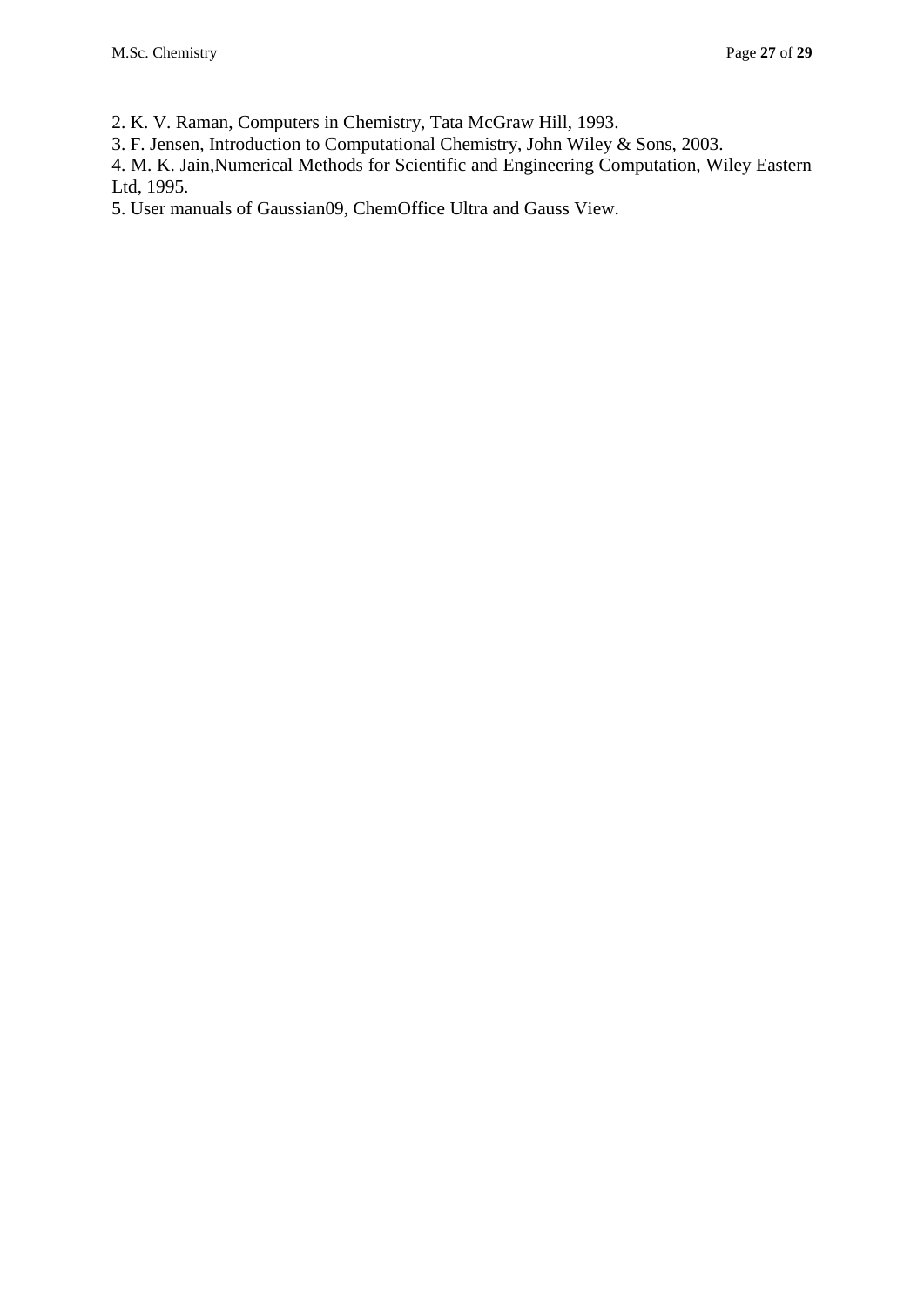2. K. V. Raman, Computers in Chemistry, Tata McGraw Hill, 1993.
3. F. Jensen, Introduction to Computational Chemistry, John Wiley & Sons, 2003.
4. M. K. Jain,Numerical Methods for Scientific and Engineering Computation, Wiley Eastern Ltd, 1995.
5. User manuals of Gaussian09, ChemOffice Ultra and Gauss View.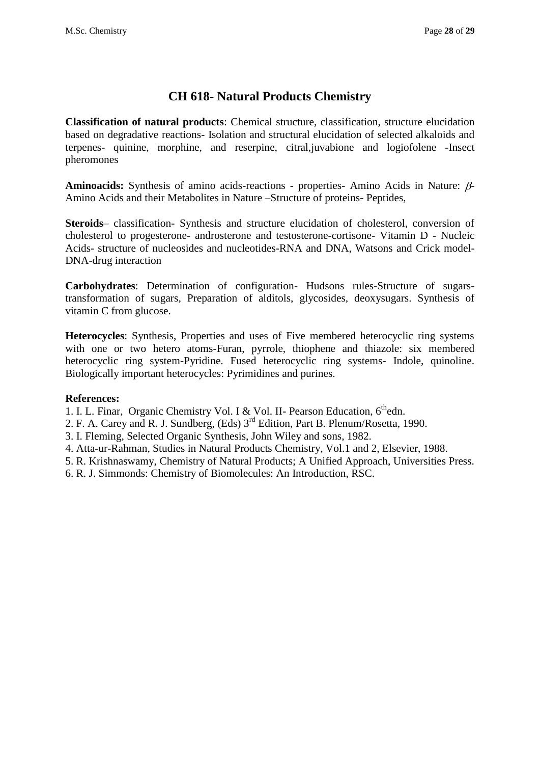# CH 618- Natural Products Chemistry

**Classification of natural products**: Chemical structure, classification, structure elucidation based on degradative reactions- Isolation and structural elucidation of selected alkaloids and terpenes- quinine, morphine, and reserpine, citral,juvabione and logiofolene -Insect pheromones

**Aminoacids:** Synthesis of amino acids-reactions - properties- Amino Acids in Nature: $\beta$-Amino Acids and their Metabolites in Nature –Structure of proteins- Peptides,

**Steroids**– classification- Synthesis and structure elucidation of cholesterol, conversion of cholesterol to progesterone- androsterone and testosterone-cortisone- Vitamin D - Nucleic Acids- structure of nucleosides and nucleotides-RNA and DNA, Watsons and Crick model-DNA-drug interaction

**Carbohydrates**: Determination of configuration- Hudsons rules-Structure of sugars-transformation of sugars, Preparation of alditols, glycosides, deoxysugars. Synthesis of vitamin C from glucose.

**Heterocycles**: Synthesis, Properties and uses of Five membered heterocyclic ring systems with one or two hetero atoms-Furan, pyrrole, thiophene and thiazole: six membered heterocyclic ring system-Pyridine. Fused heterocyclic ring systems- Indole, quinoline. Biologically important heterocycles: Pyrimidines and purines.

**References:**

1. I. L. Finar, Organic Chemistry Vol. I & Vol. II- Pearson Education, 6th edn.
2. F. A. Carey and R. J. Sundberg, (Eds) 3rd Edition, Part B. Plenum/Rosetta, 1990.
3. I. Fleming, Selected Organic Synthesis, John Wiley and sons, 1982.
4. Atta-ur-Rahman, Studies in Natural Products Chemistry, Vol.1 and 2, Elsevier, 1988.
5. R. Krishnaswamy, Chemistry of Natural Products; A Unified Approach, Universities Press.
6. R. J. Simmonds: Chemistry of Biomolecules: An Introduction, RSC.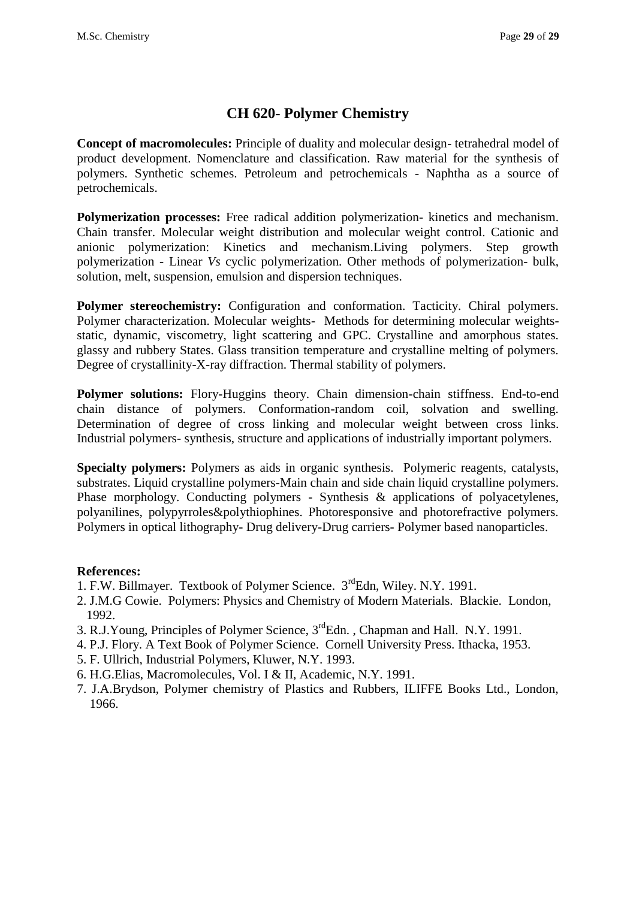# CH 620- Polymer Chemistry

**Concept of macromolecules:** Principle of duality and molecular design- tetrahedral model of product development. Nomenclature and classification. Raw material for the synthesis of polymers. Synthetic schemes. Petroleum and petrochemicals - Naphtha as a source of petrochemicals.

**Polymerization processes:** Free radical addition polymerization- kinetics and mechanism. Chain transfer. Molecular weight distribution and molecular weight control. Cationic and anionic polymerization: Kinetics and mechanism.Living polymers. Step growth polymerization - Linear *Vs* cyclic polymerization. Other methods of polymerization- bulk, solution, melt, suspension, emulsion and dispersion techniques.

**Polymer stereochemistry:** Configuration and conformation. Tacticity. Chiral polymers. Polymer characterization. Molecular weights- Methods for determining molecular weights- static, dynamic, viscometry, light scattering and GPC. Crystalline and amorphous states. glassy and rubbery States. Glass transition temperature and crystalline melting of polymers. Degree of crystallinity-X-ray diffraction. Thermal stability of polymers.

**Polymer solutions:** Flory-Huggins theory. Chain dimension-chain stiffness. End-to-end chain distance of polymers. Conformation-random coil, solvation and swelling. Determination of degree of cross linking and molecular weight between cross links. Industrial polymers- synthesis, structure and applications of industrially important polymers.

**Specialty polymers:** Polymers as aids in organic synthesis. Polymeric reagents, catalysts, substrates. Liquid crystalline polymers-Main chain and side chain liquid crystalline polymers. Phase morphology. Conducting polymers - Synthesis & applications of polyacetylenes, polyanilines, polypyrroles&polythiophines. Photoresponsive and photorefractive polymers. Polymers in optical lithography- Drug delivery-Drug carriers- Polymer based nanoparticles.

**References:**

1. F.W. Billmayer. Textbook of Polymer Science. 3rdEdn, Wiley. N.Y. 1991.
2. J.M.G Cowie. Polymers: Physics and Chemistry of Modern Materials. Blackie. London, 1992.
3. R.J.Young, Principles of Polymer Science, 3rdEdn. , Chapman and Hall. N.Y. 1991.
4. P.J. Flory. A Text Book of Polymer Science. Cornell University Press. Ithacka, 1953.
5. F. Ullrich, Industrial Polymers, Kluwer, N.Y. 1993.
6. H.G.Elias, Macromolecules, Vol. I & II, Academic, N.Y. 1991.
7. J.A.Brydson, Polymer chemistry of Plastics and Rubbers, ILIFFE Books Ltd., London, 1966.